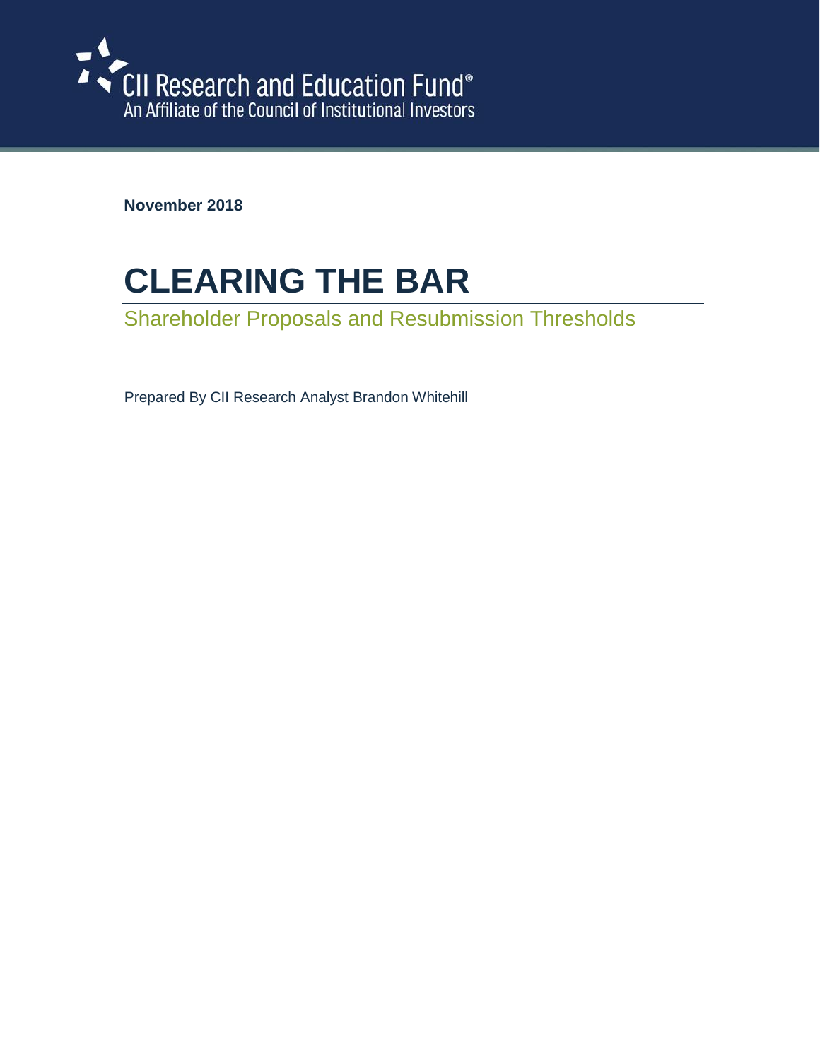CII Research and Education Fund®
An Affiliate of the Council of Institutional Investors

**November 2018**

# CLEARING THE BAR

## Shareholder Proposals and Resubmission Thresholds

Prepared By CII Research Analyst Brandon Whitehill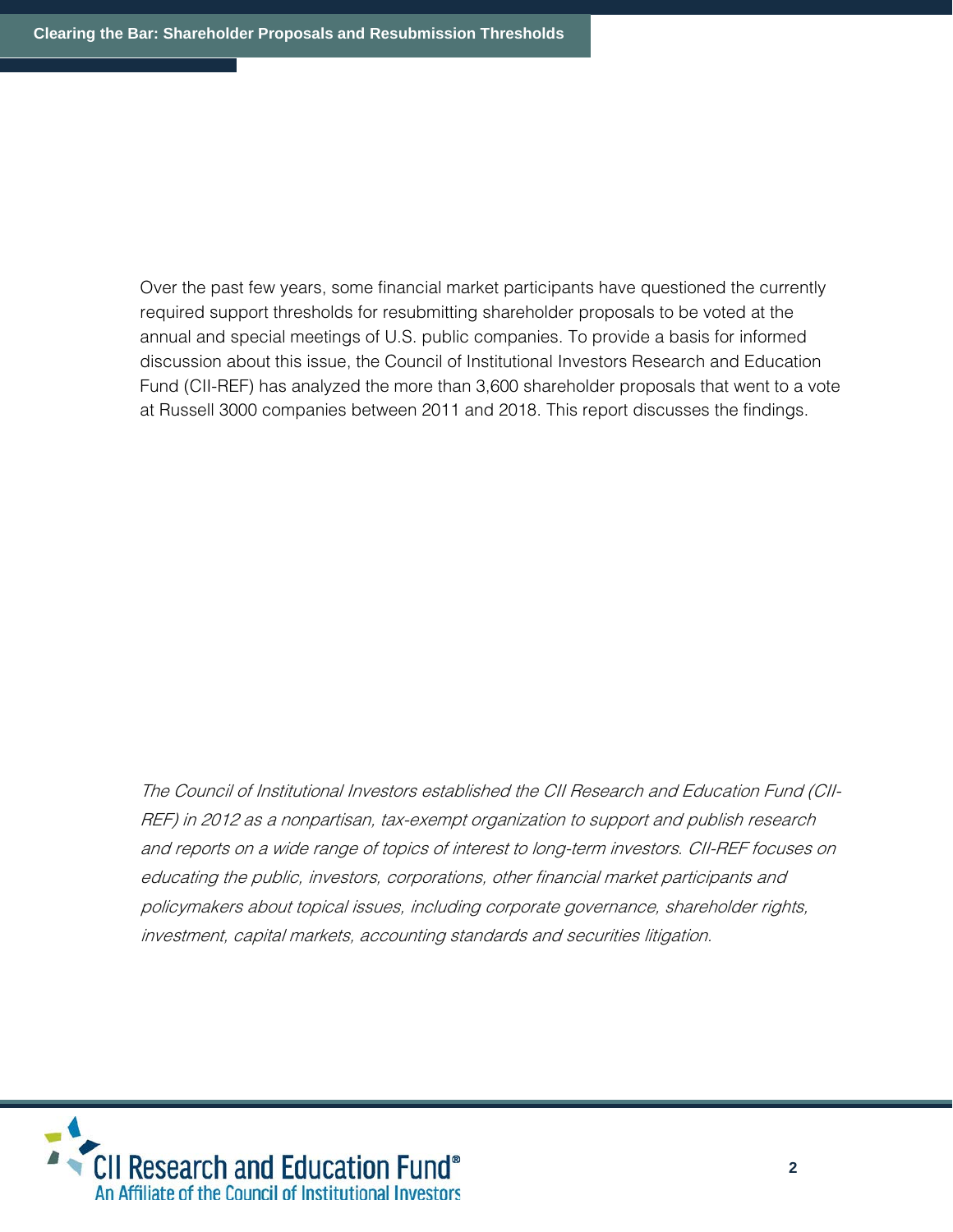Over the past few years, some financial market participants have questioned the currently required support thresholds for resubmitting shareholder proposals to be voted at the annual and special meetings of U.S. public companies. To provide a basis for informed discussion about this issue, the Council of Institutional Investors Research and Education Fund (CII-REF) has analyzed the more than 3,600 shareholder proposals that went to a vote at Russell 3000 companies between 2011 and 2018. This report discusses the findings.

*The Council of Institutional Investors established the CII Research and Education Fund (CII-REF) in 2012 as a nonpartisan, tax-exempt organization to support and publish research and reports on a wide range of topics of interest to long-term investors. CII-REF focuses on educating the public, investors, corporations, other financial market participants and policymakers about topical issues, including corporate governance, shareholder rights, investment, capital markets, accounting standards and securities litigation.*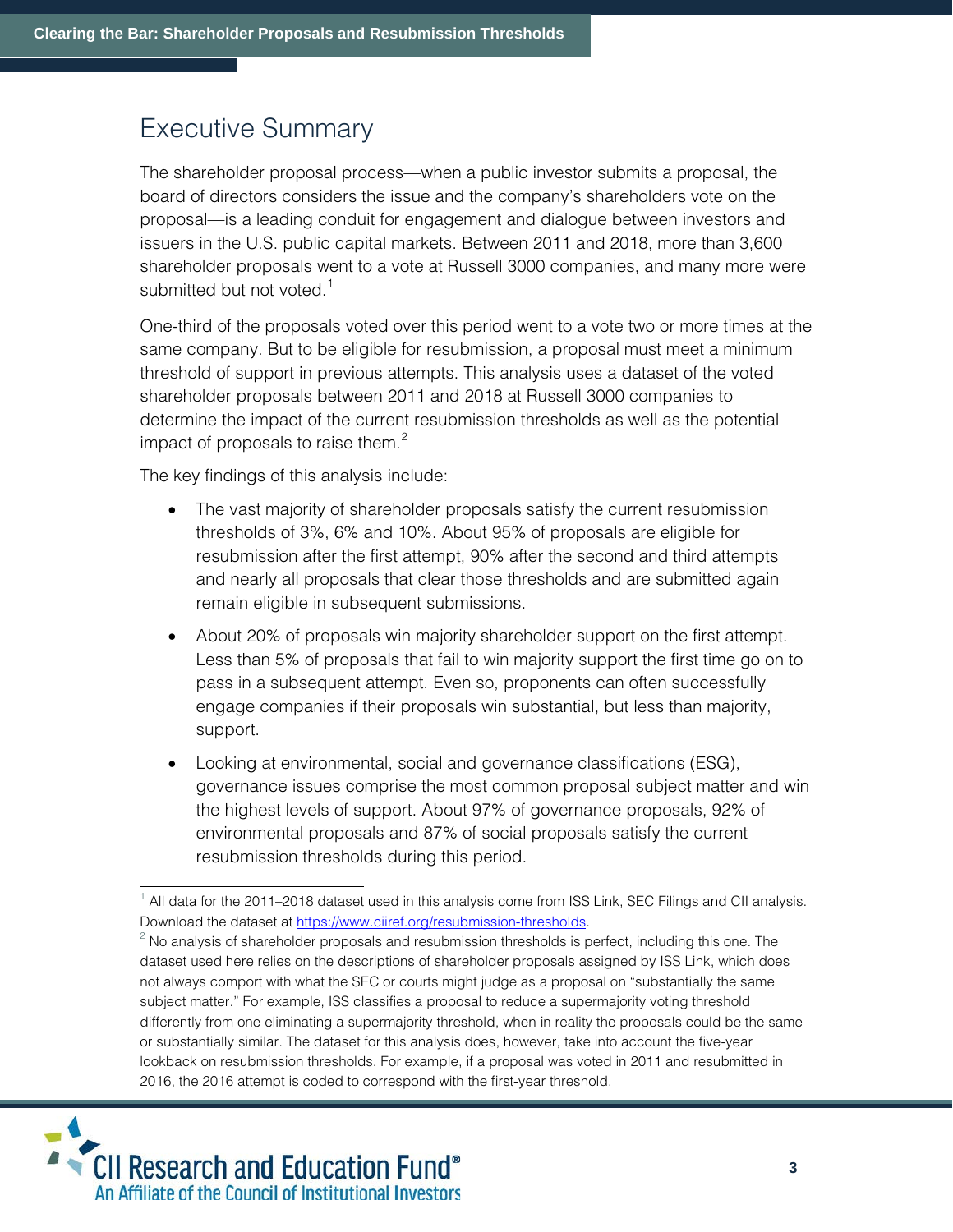# Executive Summary

The shareholder proposal process—when a public investor submits a proposal, the board of directors considers the issue and the company's shareholders vote on the proposal—is a leading conduit for engagement and dialogue between investors and issuers in the U.S. public capital markets. Between 2011 and 2018, more than 3,600 shareholder proposals went to a vote at Russell 3000 companies, and many more were submitted but not voted.[1]

One-third of the proposals voted over this period went to a vote two or more times at the same company. But to be eligible for resubmission, a proposal must meet a minimum threshold of support in previous attempts. This analysis uses a dataset of the voted shareholder proposals between 2011 and 2018 at Russell 3000 companies to determine the impact of the current resubmission thresholds as well as the potential impact of proposals to raise them.[2]

The key findings of this analysis include:

- The vast majority of shareholder proposals satisfy the current resubmission thresholds of 3%, 6% and 10%. About 95% of proposals are eligible for resubmission after the first attempt, 90% after the second and third attempts and nearly all proposals that clear those thresholds and are submitted again remain eligible in subsequent submissions.
- About 20% of proposals win majority shareholder support on the first attempt. Less than 5% of proposals that fail to win majority support the first time go on to pass in a subsequent attempt. Even so, proponents can often successfully engage companies if their proposals win substantial, but less than majority, support.
- Looking at environmental, social and governance classifications (ESG), governance issues comprise the most common proposal subject matter and win the highest levels of support. About 97% of governance proposals, 92% of environmental proposals and 87% of social proposals satisfy the current resubmission thresholds during this period.

[1] All data for the 2011–2018 dataset used in this analysis come from ISS Link, SEC Filings and CII analysis. Download the dataset at https://www.ciiref.org/resubmission-thresholds.

[2] No analysis of shareholder proposals and resubmission thresholds is perfect, including this one. The dataset used here relies on the descriptions of shareholder proposals assigned by ISS Link, which does not always comport with what the SEC or courts might judge as a proposal on "substantially the same subject matter." For example, ISS classifies a proposal to reduce a supermajority voting threshold differently from one eliminating a supermajority threshold, when in reality the proposals could be the same or substantially similar. The dataset for this analysis does, however, take into account the five-year lookback on resubmission thresholds. For example, if a proposal was voted in 2011 and resubmitted in 2016, the 2016 attempt is coded to correspond with the first-year threshold.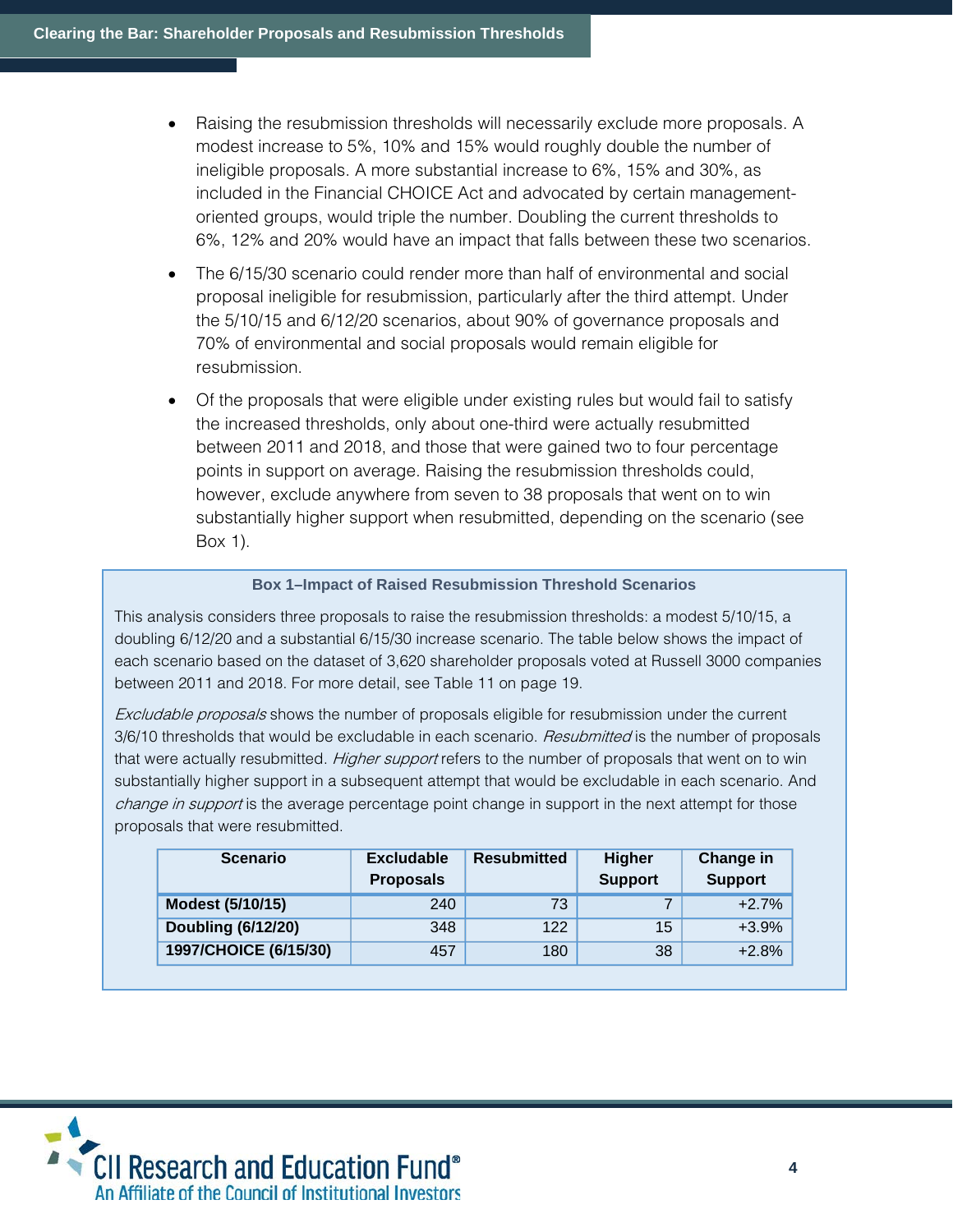- Raising the resubmission thresholds will necessarily exclude more proposals. A modest increase to 5%, 10% and 15% would roughly double the number of ineligible proposals. A more substantial increase to 6%, 15% and 30%, as included in the Financial CHOICE Act and advocated by certain management-oriented groups, would triple the number. Doubling the current thresholds to 6%, 12% and 20% would have an impact that falls between these two scenarios.
- The 6/15/30 scenario could render more than half of environmental and social proposal ineligible for resubmission, particularly after the third attempt. Under the 5/10/15 and 6/12/20 scenarios, about 90% of governance proposals and 70% of environmental and social proposals would remain eligible for resubmission.
- Of the proposals that were eligible under existing rules but would fail to satisfy the increased thresholds, only about one-third were actually resubmitted between 2011 and 2018, and those that were gained two to four percentage points in support on average. Raising the resubmission thresholds could, however, exclude anywhere from seven to 38 proposals that went on to win substantially higher support when resubmitted, depending on the scenario (see Box 1).

**Box 1–Impact of Raised Resubmission Threshold Scenarios**

This analysis considers three proposals to raise the resubmission thresholds: a modest 5/10/15, a doubling 6/12/20 and a substantial 6/15/30 increase scenario. The table below shows the impact of each scenario based on the dataset of 3,620 shareholder proposals voted at Russell 3000 companies between 2011 and 2018. For more detail, see Table 11 on page 19.

*Excludable proposals* shows the number of proposals eligible for resubmission under the current 3/6/10 thresholds that would be excludable in each scenario. *Resubmitted* is the number of proposals that were actually resubmitted. *Higher support* refers to the number of proposals that went on to win substantially higher support in a subsequent attempt that would be excludable in each scenario. And *change in support* is the average percentage point change in support in the next attempt for those proposals that were resubmitted.

| Scenario | Excludable Proposals | Resubmitted | Higher Support | Change in Support |
|---|---|---|---|---|
| **Modest (5/10/15)** | 240 | 73 | 7 | +2.7% |
| **Doubling (6/12/20)** | 348 | 122 | 15 | +3.9% |
| **1997/CHOICE (6/15/30)** | 457 | 180 | 38 | +2.8% |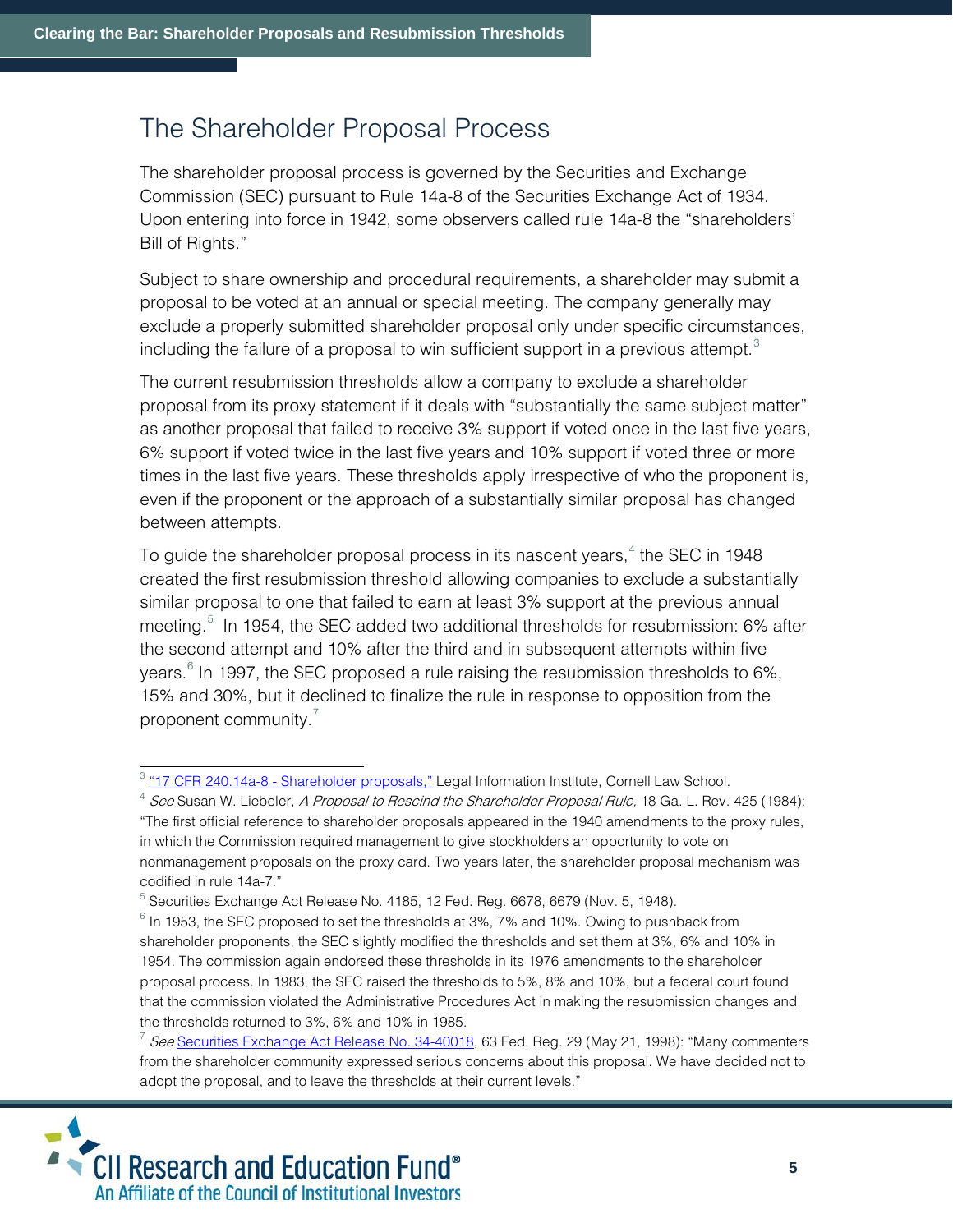## The Shareholder Proposal Process

The shareholder proposal process is governed by the Securities and Exchange Commission (SEC) pursuant to Rule 14a-8 of the Securities Exchange Act of 1934. Upon entering into force in 1942, some observers called rule 14a-8 the "shareholders' Bill of Rights."

Subject to share ownership and procedural requirements, a shareholder may submit a proposal to be voted at an annual or special meeting. The company generally may exclude a properly submitted shareholder proposal only under specific circumstances, including the failure of a proposal to win sufficient support in a previous attempt.[3]

The current resubmission thresholds allow a company to exclude a shareholder proposal from its proxy statement if it deals with "substantially the same subject matter" as another proposal that failed to receive 3% support if voted once in the last five years, 6% support if voted twice in the last five years and 10% support if voted three or more times in the last five years. These thresholds apply irrespective of who the proponent is, even if the proponent or the approach of a substantially similar proposal has changed between attempts.

To guide the shareholder proposal process in its nascent years,[4] the SEC in 1948 created the first resubmission threshold allowing companies to exclude a substantially similar proposal to one that failed to earn at least 3% support at the previous annual meeting.[5] In 1954, the SEC added two additional thresholds for resubmission: 6% after the second attempt and 10% after the third and in subsequent attempts within five years.[6] In 1997, the SEC proposed a rule raising the resubmission thresholds to 6%, 15% and 30%, but it declined to finalize the rule in response to opposition from the proponent community.[7]

---

[3] "17 CFR 240.14a-8 - Shareholder proposals," Legal Information Institute, Cornell Law School.

[4] *See* Susan W. Liebeler, *A Proposal to Rescind the Shareholder Proposal Rule,* 18 Ga. L. Rev. 425 (1984): "The first official reference to shareholder proposals appeared in the 1940 amendments to the proxy rules, in which the Commission required management to give stockholders an opportunity to vote on nonmanagement proposals on the proxy card. Two years later, the shareholder proposal mechanism was codified in rule 14a-7."

[5] Securities Exchange Act Release No. 4185, 12 Fed. Reg. 6678, 6679 (Nov. 5, 1948).

[6] In 1953, the SEC proposed to set the thresholds at 3%, 7% and 10%. Owing to pushback from shareholder proponents, the SEC slightly modified the thresholds and set them at 3%, 6% and 10% in 1954. The commission again endorsed these thresholds in its 1976 amendments to the shareholder proposal process. In 1983, the SEC raised the thresholds to 5%, 8% and 10%, but a federal court found that the commission violated the Administrative Procedures Act in making the resubmission changes and the thresholds returned to 3%, 6% and 10% in 1985.

[7] *See* Securities Exchange Act Release No. 34-40018, 63 Fed. Reg. 29 (May 21, 1998): "Many commenters from the shareholder community expressed serious concerns about this proposal. We have decided not to adopt the proposal, and to leave the thresholds at their current levels."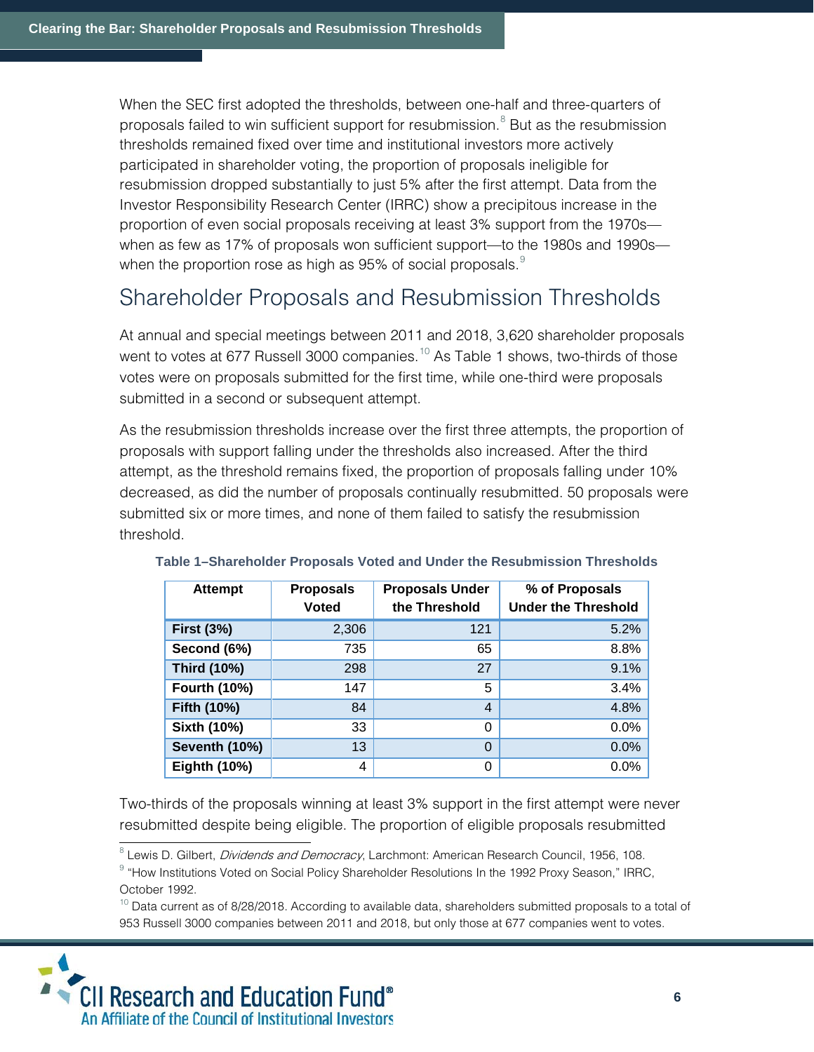When the SEC first adopted the thresholds, between one-half and three-quarters of proposals failed to win sufficient support for resubmission.[8] But as the resubmission thresholds remained fixed over time and institutional investors more actively participated in shareholder voting, the proportion of proposals ineligible for resubmission dropped substantially to just 5% after the first attempt. Data from the Investor Responsibility Research Center (IRRC) show a precipitous increase in the proportion of even social proposals receiving at least 3% support from the 1970s—when as few as 17% of proposals won sufficient support—to the 1980s and 1990s—when the proportion rose as high as 95% of social proposals.[9]

## Shareholder Proposals and Resubmission Thresholds

At annual and special meetings between 2011 and 2018, 3,620 shareholder proposals went to votes at 677 Russell 3000 companies.[10] As Table 1 shows, two-thirds of those votes were on proposals submitted for the first time, while one-third were proposals submitted in a second or subsequent attempt.

As the resubmission thresholds increase over the first three attempts, the proportion of proposals with support falling under the thresholds also increased. After the third attempt, as the threshold remains fixed, the proportion of proposals falling under 10% decreased, as did the number of proposals continually resubmitted. 50 proposals were submitted six or more times, and none of them failed to satisfy the resubmission threshold.

**Table 1–Shareholder Proposals Voted and Under the Resubmission Thresholds**

| Attempt | Proposals Voted | Proposals Under the Threshold | % of Proposals Under the Threshold |
|---|---|---|---|
| **First (3%)** | 2,306 | 121 | 5.2% |
| **Second (6%)** | 735 | 65 | 8.8% |
| **Third (10%)** | 298 | 27 | 9.1% |
| **Fourth (10%)** | 147 | 5 | 3.4% |
| **Fifth (10%)** | 84 | 4 | 4.8% |
| **Sixth (10%)** | 33 | 0 | 0.0% |
| **Seventh (10%)** | 13 | 0 | 0.0% |
| **Eighth (10%)** | 4 | 0 | 0.0% |

Two-thirds of the proposals winning at least 3% support in the first attempt were never resubmitted despite being eligible. The proportion of eligible proposals resubmitted

[8] Lewis D. Gilbert, *Dividends and Democracy*, Larchmont: American Research Council, 1956, 108.

[9] "How Institutions Voted on Social Policy Shareholder Resolutions In the 1992 Proxy Season," IRRC, October 1992.

[10] Data current as of 8/28/2018. According to available data, shareholders submitted proposals to a total of 953 Russell 3000 companies between 2011 and 2018, but only those at 677 companies went to votes.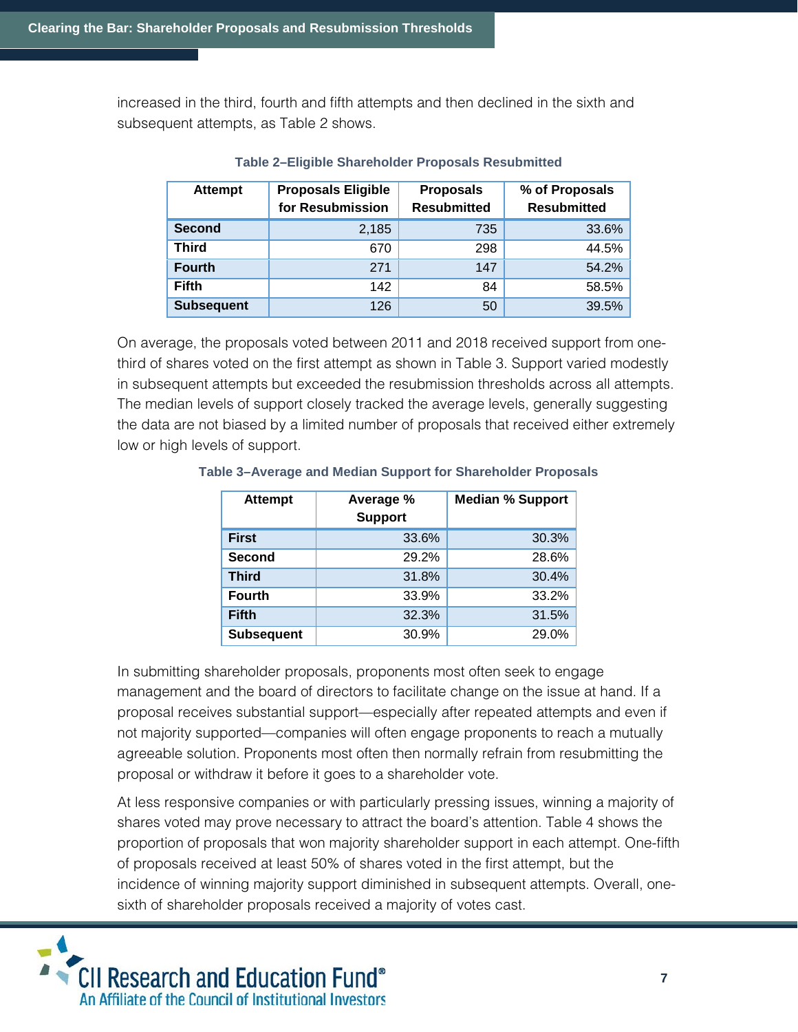increased in the third, fourth and fifth attempts and then declined in the sixth and subsequent attempts, as Table 2 shows.

**Table 2–Eligible Shareholder Proposals Resubmitted**

| Attempt | Proposals Eligible for Resubmission | Proposals Resubmitted | % of Proposals Resubmitted |
|---|---|---|---|
| **Second** | 2,185 | 735 | 33.6% |
| **Third** | 670 | 298 | 44.5% |
| **Fourth** | 271 | 147 | 54.2% |
| **Fifth** | 142 | 84 | 58.5% |
| **Subsequent** | 126 | 50 | 39.5% |

On average, the proposals voted between 2011 and 2018 received support from one-third of shares voted on the first attempt as shown in Table 3. Support varied modestly in subsequent attempts but exceeded the resubmission thresholds across all attempts. The median levels of support closely tracked the average levels, generally suggesting the data are not biased by a limited number of proposals that received either extremely low or high levels of support.

**Table 3–Average and Median Support for Shareholder Proposals**

| Attempt | Average % Support | Median % Support |
|---|---|---|
| **First** | 33.6% | 30.3% |
| **Second** | 29.2% | 28.6% |
| **Third** | 31.8% | 30.4% |
| **Fourth** | 33.9% | 33.2% |
| **Fifth** | 32.3% | 31.5% |
| **Subsequent** | 30.9% | 29.0% |

In submitting shareholder proposals, proponents most often seek to engage management and the board of directors to facilitate change on the issue at hand. If a proposal receives substantial support—especially after repeated attempts and even if not majority supported—companies will often engage proponents to reach a mutually agreeable solution. Proponents most often then normally refrain from resubmitting the proposal or withdraw it before it goes to a shareholder vote.

At less responsive companies or with particularly pressing issues, winning a majority of shares voted may prove necessary to attract the board's attention. Table 4 shows the proportion of proposals that won majority shareholder support in each attempt. One-fifth of proposals received at least 50% of shares voted in the first attempt, but the incidence of winning majority support diminished in subsequent attempts. Overall, one-sixth of shareholder proposals received a majority of votes cast.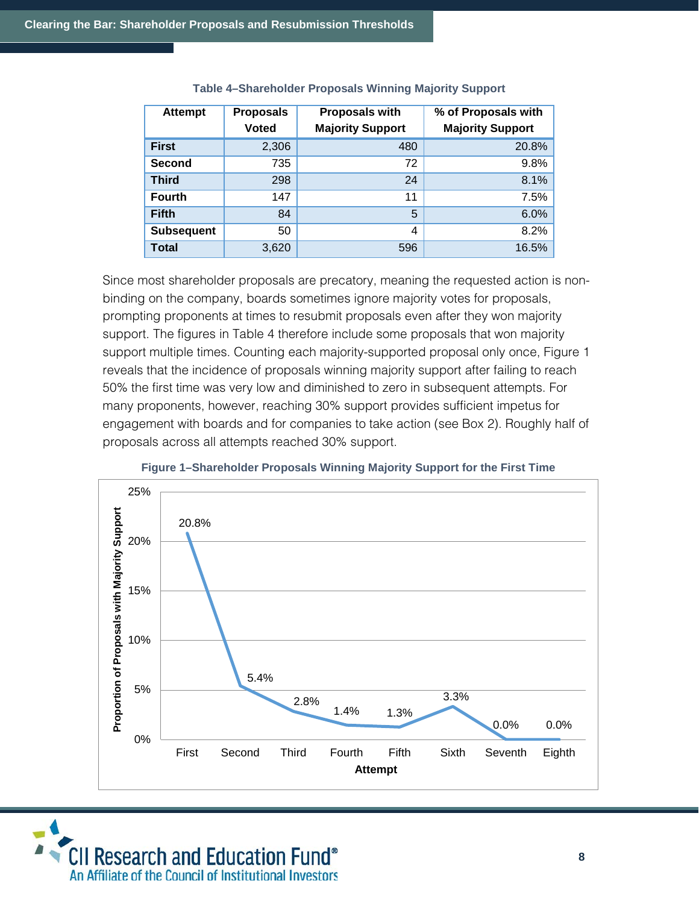**Table 4–Shareholder Proposals Winning Majority Support**

| Attempt | Proposals Voted | Proposals with Majority Support | % of Proposals with Majority Support |
|---|---|---|---|
| **First** | 2,306 | 480 | 20.8% |
| **Second** | 735 | 72 | 9.8% |
| **Third** | 298 | 24 | 8.1% |
| **Fourth** | 147 | 11 | 7.5% |
| **Fifth** | 84 | 5 | 6.0% |
| **Subsequent** | 50 | 4 | 8.2% |
| **Total** | 3,620 | 596 | 16.5% |

Since most shareholder proposals are precatory, meaning the requested action is non-binding on the company, boards sometimes ignore majority votes for proposals, prompting proponents at times to resubmit proposals even after they won majority support. The figures in Table 4 therefore include some proposals that won majority support multiple times. Counting each majority-supported proposal only once, Figure 1 reveals that the incidence of proposals winning majority support after failing to reach 50% the first time was very low and diminished to zero in subsequent attempts. For many proponents, however, reaching 30% support provides sufficient impetus for engagement with boards and for companies to take action (see Box 2). Roughly half of proposals across all attempts reached 30% support.

**Figure 1–Shareholder Proposals Winning Majority Support for the First Time**

| Attempt | Proportion of Proposals with Majority Support |
|---|---|
| First | 20.8% |
| Second | 5.4% |
| Third | 2.8% |
| Fourth | 1.4% |
| Fifth | 1.3% |
| Sixth | 3.3% |
| Seventh | 0.0% |
| Eighth | 0.0% |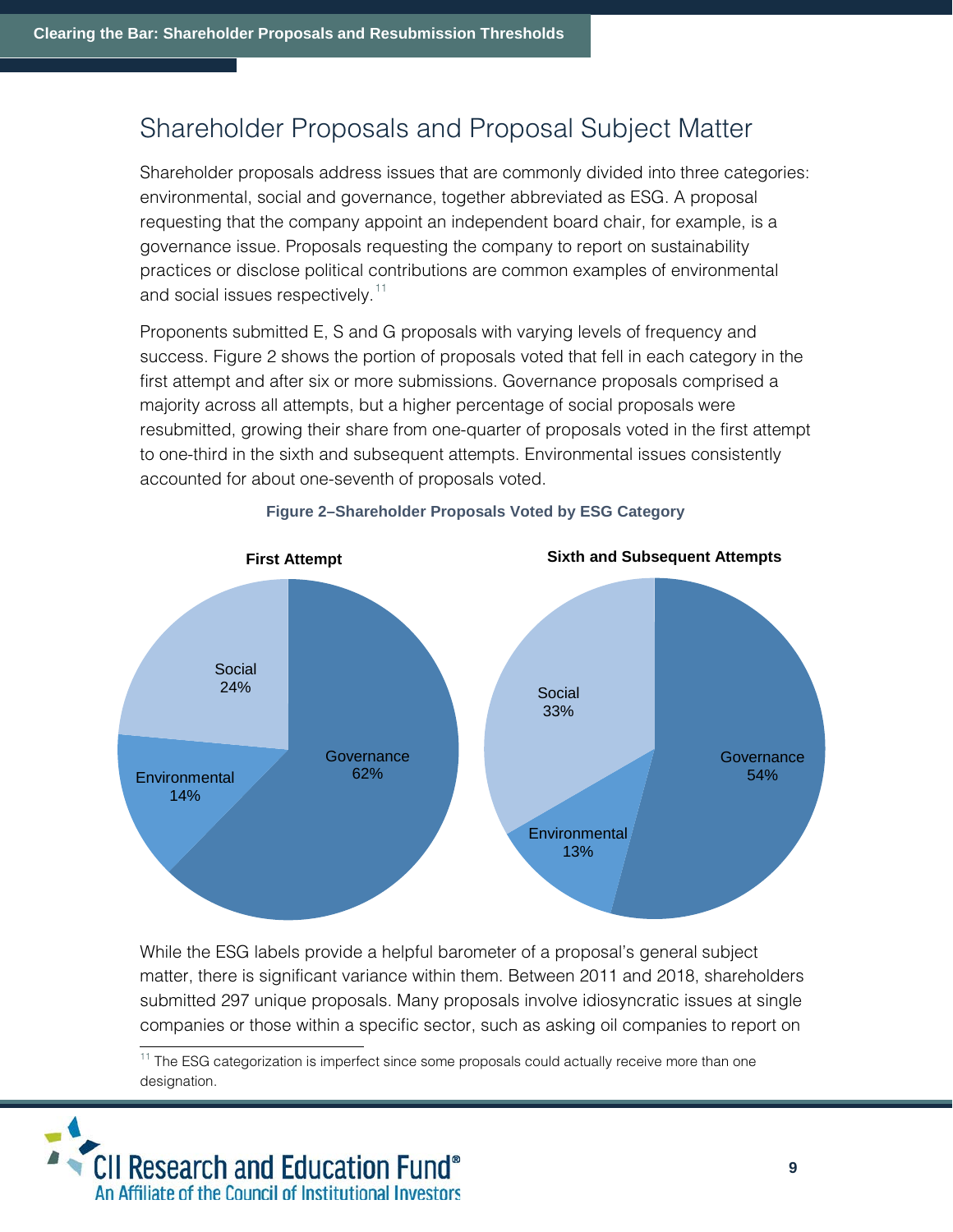## Shareholder Proposals and Proposal Subject Matter

Shareholder proposals address issues that are commonly divided into three categories: environmental, social and governance, together abbreviated as ESG. A proposal requesting that the company appoint an independent board chair, for example, is a governance issue. Proposals requesting the company to report on sustainability practices or disclose political contributions are common examples of environmental and social issues respectively.[11]

Proponents submitted E, S and G proposals with varying levels of frequency and success. Figure 2 shows the portion of proposals voted that fell in each category in the first attempt and after six or more submissions. Governance proposals comprised a majority across all attempts, but a higher percentage of social proposals were resubmitted, growing their share from one-quarter of proposals voted in the first attempt to one-third in the sixth and subsequent attempts. Environmental issues consistently accounted for about one-seventh of proposals voted.

**Figure 2–Shareholder Proposals Voted by ESG Category**

| Category | First Attempt | Sixth and Subsequent Attempts |
|---|---|---|
| Governance | 62% | 54% |
| Social | 24% | 33% |
| Environmental | 14% | 13% |

While the ESG labels provide a helpful barometer of a proposal's general subject matter, there is significant variance within them. Between 2011 and 2018, shareholders submitted 297 unique proposals. Many proposals involve idiosyncratic issues at single companies or those within a specific sector, such as asking oil companies to report on

[11] The ESG categorization is imperfect since some proposals could actually receive more than one designation.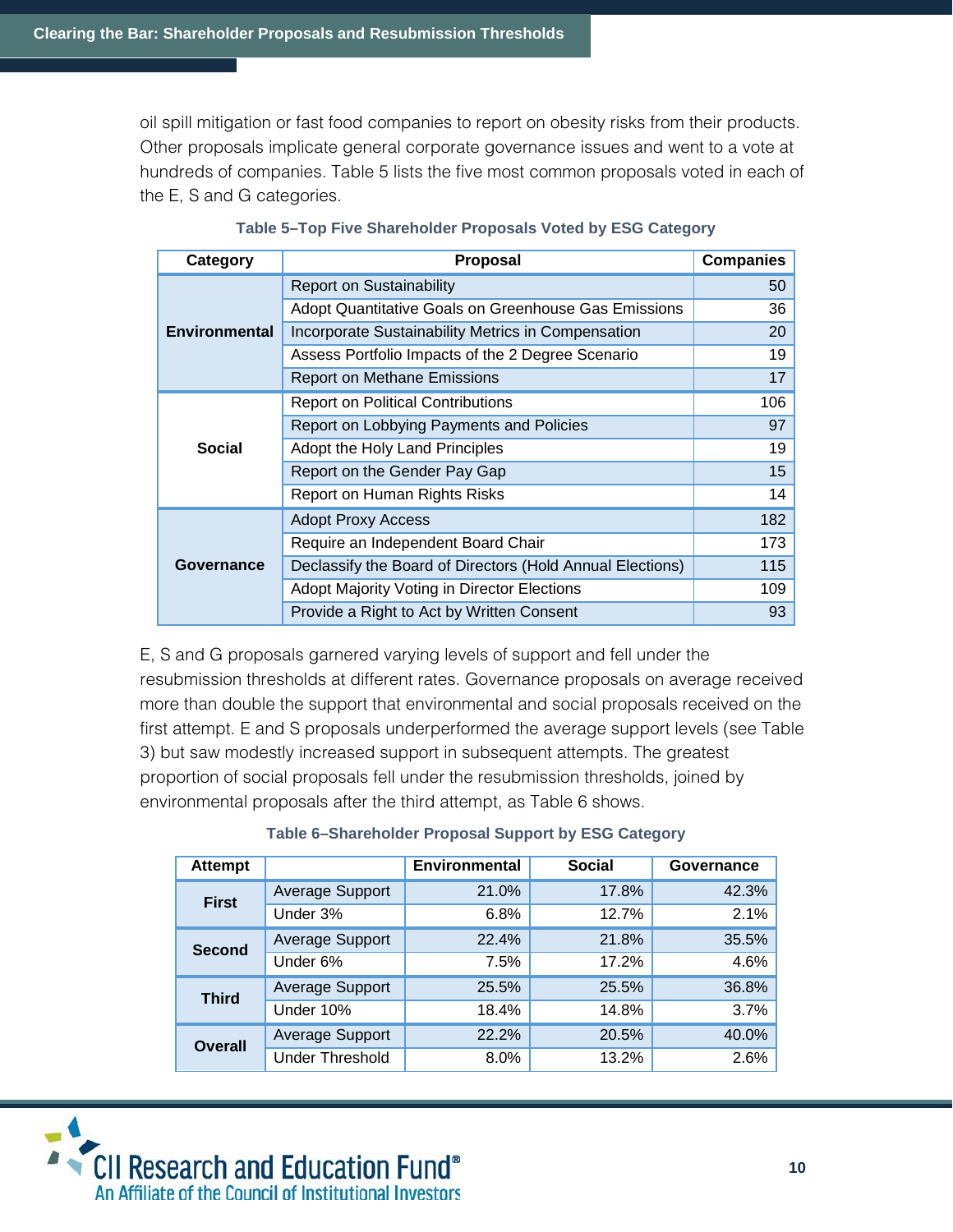oil spill mitigation or fast food companies to report on obesity risks from their products. Other proposals implicate general corporate governance issues and went to a vote at hundreds of companies. Table 5 lists the five most common proposals voted in each of the E, S and G categories.

**Table 5–Top Five Shareholder Proposals Voted by ESG Category**

| Category | Proposal | Companies |
|---|---|---|
| Environmental | Report on Sustainability | 50 |
| | Adopt Quantitative Goals on Greenhouse Gas Emissions | 36 |
| | Incorporate Sustainability Metrics in Compensation | 20 |
| | Assess Portfolio Impacts of the 2 Degree Scenario | 19 |
| | Report on Methane Emissions | 17 |
| Social | Report on Political Contributions | 106 |
| | Report on Lobbying Payments and Policies | 97 |
| | Adopt the Holy Land Principles | 19 |
| | Report on the Gender Pay Gap | 15 |
| | Report on Human Rights Risks | 14 |
| Governance | Adopt Proxy Access | 182 |
| | Require an Independent Board Chair | 173 |
| | Declassify the Board of Directors (Hold Annual Elections) | 115 |
| | Adopt Majority Voting in Director Elections | 109 |
| | Provide a Right to Act by Written Consent | 93 |

E, S and G proposals garnered varying levels of support and fell under the resubmission thresholds at different rates. Governance proposals on average received more than double the support that environmental and social proposals received on the first attempt. E and S proposals underperformed the average support levels (see Table 3) but saw modestly increased support in subsequent attempts. The greatest proportion of social proposals fell under the resubmission thresholds, joined by environmental proposals after the third attempt, as Table 6 shows.

**Table 6–Shareholder Proposal Support by ESG Category**

| Attempt | | Environmental | Social | Governance |
|---|---|---|---|---|
| First | Average Support | 21.0% | 17.8% | 42.3% |
| | Under 3% | 6.8% | 12.7% | 2.1% |
| Second | Average Support | 22.4% | 21.8% | 35.5% |
| | Under 6% | 7.5% | 17.2% | 4.6% |
| Third | Average Support | 25.5% | 25.5% | 36.8% |
| | Under 10% | 18.4% | 14.8% | 3.7% |
| Overall | Average Support | 22.2% | 20.5% | 40.0% |
| | Under Threshold | 8.0% | 13.2% | 2.6% |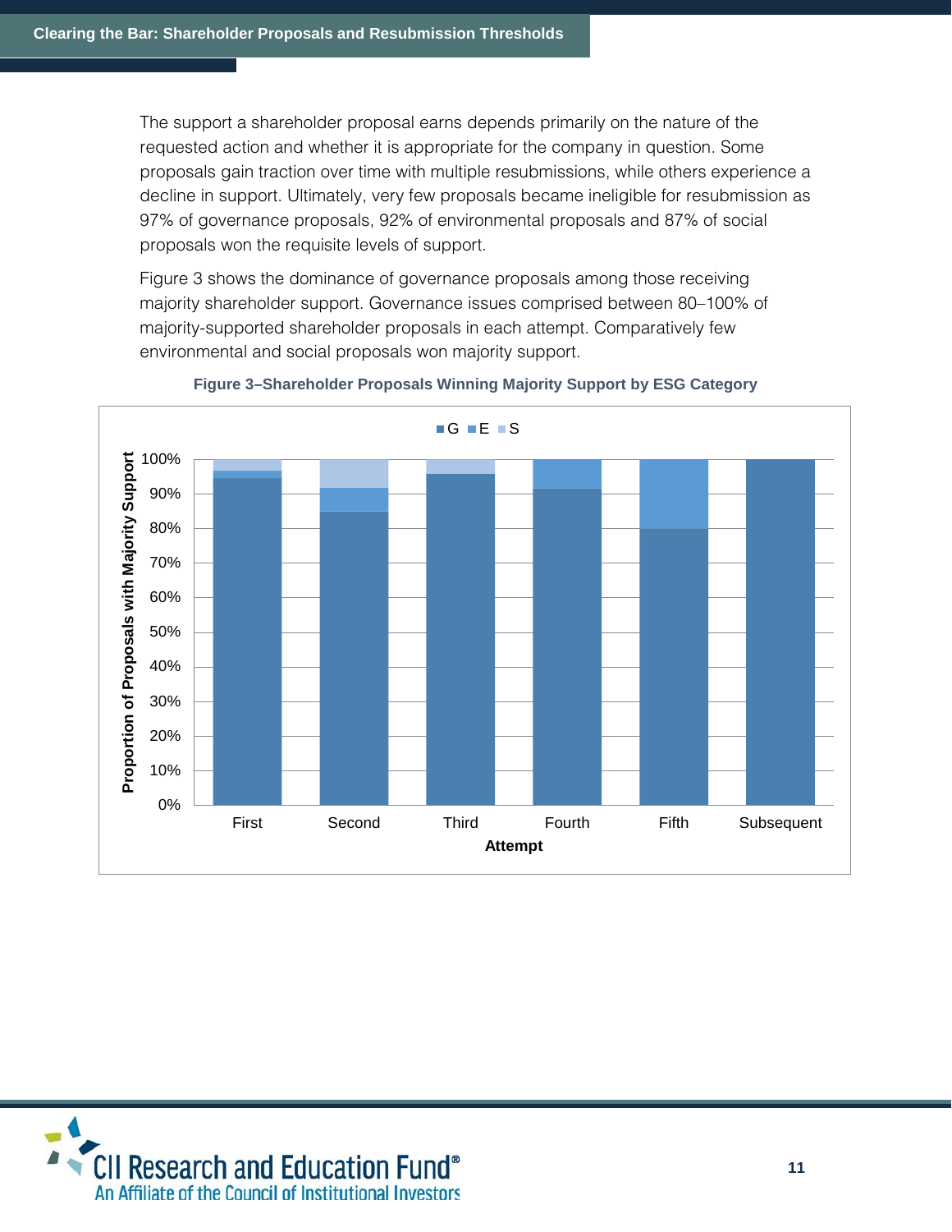The support a shareholder proposal earns depends primarily on the nature of the requested action and whether it is appropriate for the company in question. Some proposals gain traction over time with multiple resubmissions, while others experience a decline in support. Ultimately, very few proposals became ineligible for resubmission as 97% of governance proposals, 92% of environmental proposals and 87% of social proposals won the requisite levels of support.

Figure 3 shows the dominance of governance proposals among those receiving majority shareholder support. Governance issues comprised between 80–100% of majority-supported shareholder proposals in each attempt. Comparatively few environmental and social proposals won majority support.

**Figure 3–Shareholder Proposals Winning Majority Support by ESG Category**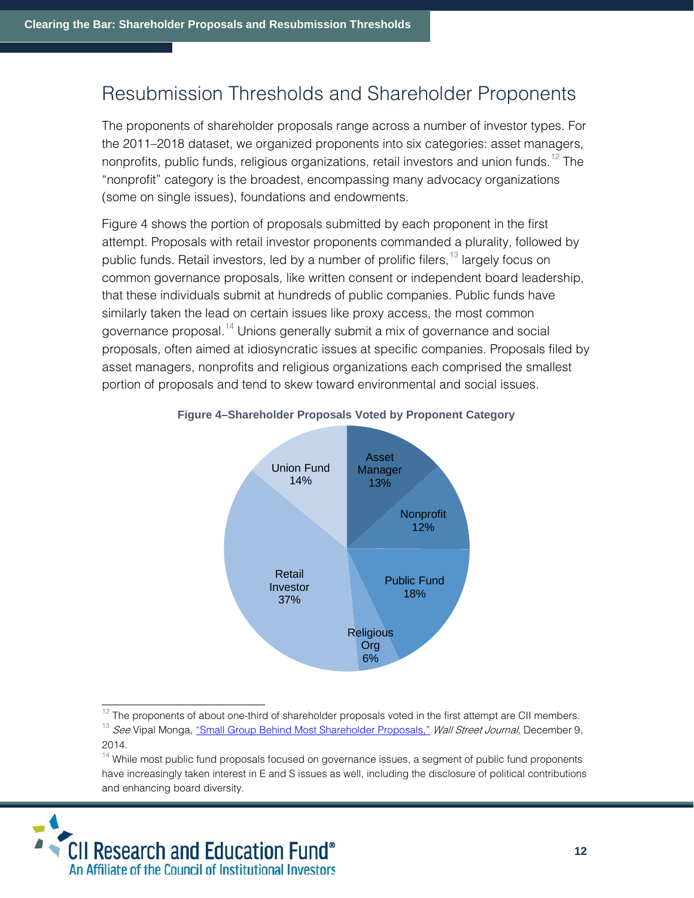## Resubmission Thresholds and Shareholder Proponents

The proponents of shareholder proposals range across a number of investor types. For the 2011–2018 dataset, we organized proponents into six categories: asset managers, nonprofits, public funds, religious organizations, retail investors and union funds.[12] The "nonprofit" category is the broadest, encompassing many advocacy organizations (some on single issues), foundations and endowments.

Figure 4 shows the portion of proposals submitted by each proponent in the first attempt. Proposals with retail investor proponents commanded a plurality, followed by public funds. Retail investors, led by a number of prolific filers,[13] largely focus on common governance proposals, like written consent or independent board leadership, that these individuals submit at hundreds of public companies. Public funds have similarly taken the lead on certain issues like proxy access, the most common governance proposal.[14] Unions generally submit a mix of governance and social proposals, often aimed at idiosyncratic issues at specific companies. Proposals filed by asset managers, nonprofits and religious organizations each comprised the smallest portion of proposals and tend to skew toward environmental and social issues.

**Figure 4–Shareholder Proposals Voted by Proponent Category**

| Proponent Category | Share |
|---|---|
| Asset Manager | 13% |
| Nonprofit | 12% |
| Public Fund | 18% |
| Religious Org | 6% |
| Retail Investor | 37% |
| Union Fund | 14% |

---

[12] The proponents of about one-third of shareholder proposals voted in the first attempt are CII members.

[13] *See* Vipal Monga, "Small Group Behind Most Shareholder Proposals," *Wall Street Journal,* December 9, 2014.

[14] While most public fund proposals focused on governance issues, a segment of public fund proponents have increasingly taken interest in E and S issues as well, including the disclosure of political contributions and enhancing board diversity.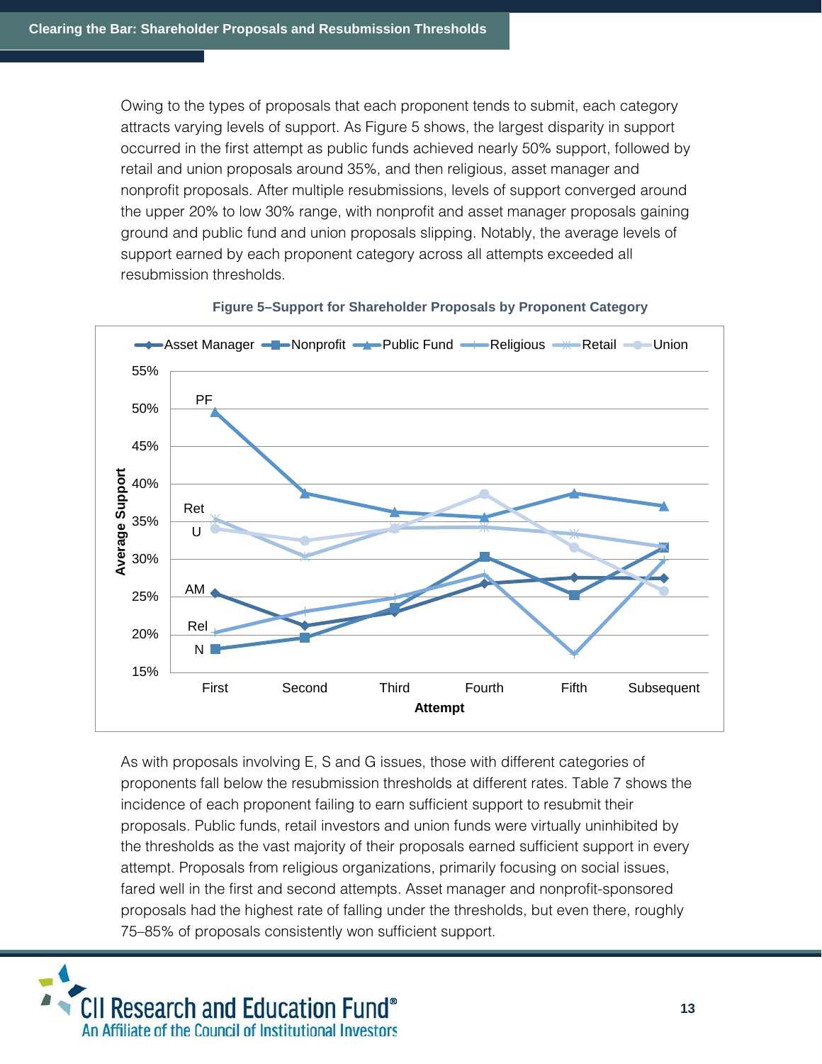Owing to the types of proposals that each proponent tends to submit, each category attracts varying levels of support. As Figure 5 shows, the largest disparity in support occurred in the first attempt as public funds achieved nearly 50% support, followed by retail and union proposals around 35%, and then religious, asset manager and nonprofit proposals. After multiple resubmissions, levels of support converged around the upper 20% to low 30% range, with nonprofit and asset manager proposals gaining ground and public fund and union proposals slipping. Notably, the average levels of support earned by each proponent category across all attempts exceeded all resubmission thresholds.

**Figure 5–Support for Shareholder Proposals by Proponent Category**

As with proposals involving E, S and G issues, those with different categories of proponents fall below the resubmission thresholds at different rates. Table 7 shows the incidence of each proponent failing to earn sufficient support to resubmit their proposals. Public funds, retail investors and union funds were virtually uninhibited by the thresholds as the vast majority of their proposals earned sufficient support in every attempt. Proposals from religious organizations, primarily focusing on social issues, fared well in the first and second attempts. Asset manager and nonprofit-sponsored proposals had the highest rate of falling under the thresholds, but even there, roughly 75–85% of proposals consistently won sufficient support.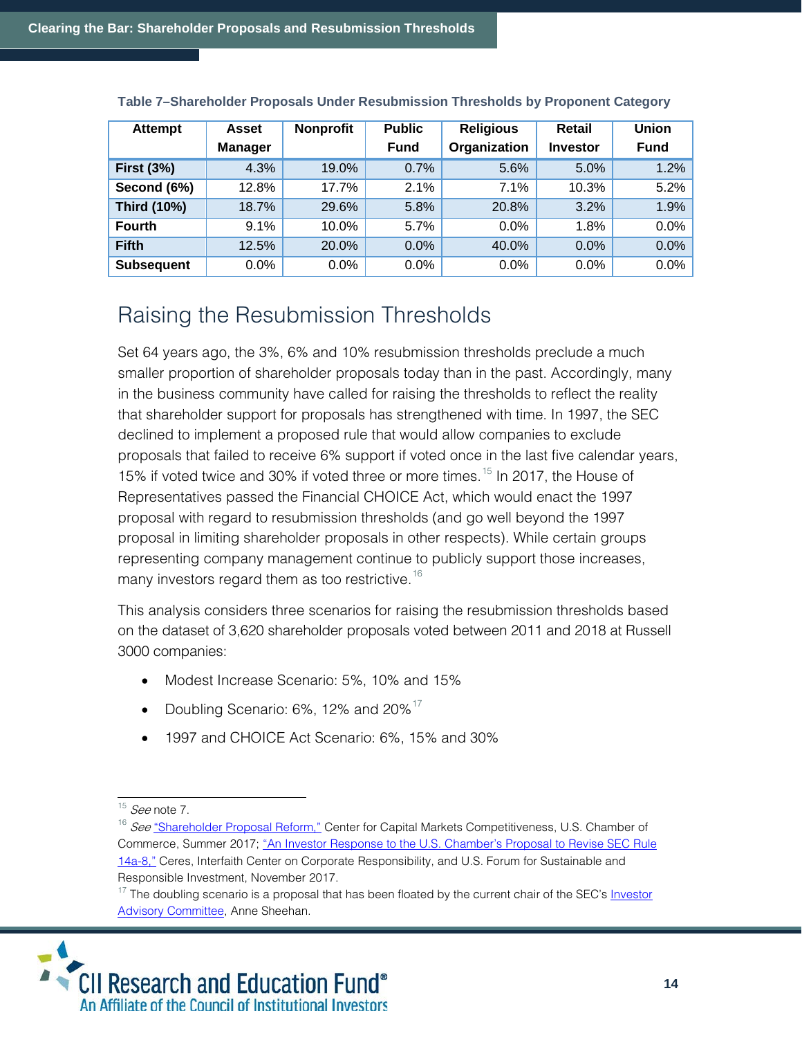**Table 7–Shareholder Proposals Under Resubmission Thresholds by Proponent Category**

| Attempt | Asset Manager | Nonprofit | Public Fund | Religious Organization | Retail Investor | Union Fund |
|---|---|---|---|---|---|---|
| **First (3%)** | 4.3% | 19.0% | 0.7% | 5.6% | 5.0% | 1.2% |
| **Second (6%)** | 12.8% | 17.7% | 2.1% | 7.1% | 10.3% | 5.2% |
| **Third (10%)** | 18.7% | 29.6% | 5.8% | 20.8% | 3.2% | 1.9% |
| **Fourth** | 9.1% | 10.0% | 5.7% | 0.0% | 1.8% | 0.0% |
| **Fifth** | 12.5% | 20.0% | 0.0% | 40.0% | 0.0% | 0.0% |
| **Subsequent** | 0.0% | 0.0% | 0.0% | 0.0% | 0.0% | 0.0% |

## Raising the Resubmission Thresholds

Set 64 years ago, the 3%, 6% and 10% resubmission thresholds preclude a much smaller proportion of shareholder proposals today than in the past. Accordingly, many in the business community have called for raising the thresholds to reflect the reality that shareholder support for proposals has strengthened with time. In 1997, the SEC declined to implement a proposed rule that would allow companies to exclude proposals that failed to receive 6% support if voted once in the last five calendar years, 15% if voted twice and 30% if voted three or more times.[15] In 2017, the House of Representatives passed the Financial CHOICE Act, which would enact the 1997 proposal with regard to resubmission thresholds (and go well beyond the 1997 proposal in limiting shareholder proposals in other respects). While certain groups representing company management continue to publicly support those increases, many investors regard them as too restrictive.[16]

This analysis considers three scenarios for raising the resubmission thresholds based on the dataset of 3,620 shareholder proposals voted between 2011 and 2018 at Russell 3000 companies:

- Modest Increase Scenario: 5%, 10% and 15%
- Doubling Scenario: 6%, 12% and 20%[17]
- 1997 and CHOICE Act Scenario: 6%, 15% and 30%

---

[15] *See* note 7.

[16] *See* "Shareholder Proposal Reform," Center for Capital Markets Competitiveness, U.S. Chamber of Commerce, Summer 2017; "An Investor Response to the U.S. Chamber's Proposal to Revise SEC Rule 14a-8," Ceres, Interfaith Center on Corporate Responsibility, and U.S. Forum for Sustainable and Responsible Investment, November 2017.

[17] The doubling scenario is a proposal that has been floated by the current chair of the SEC's Investor Advisory Committee, Anne Sheehan.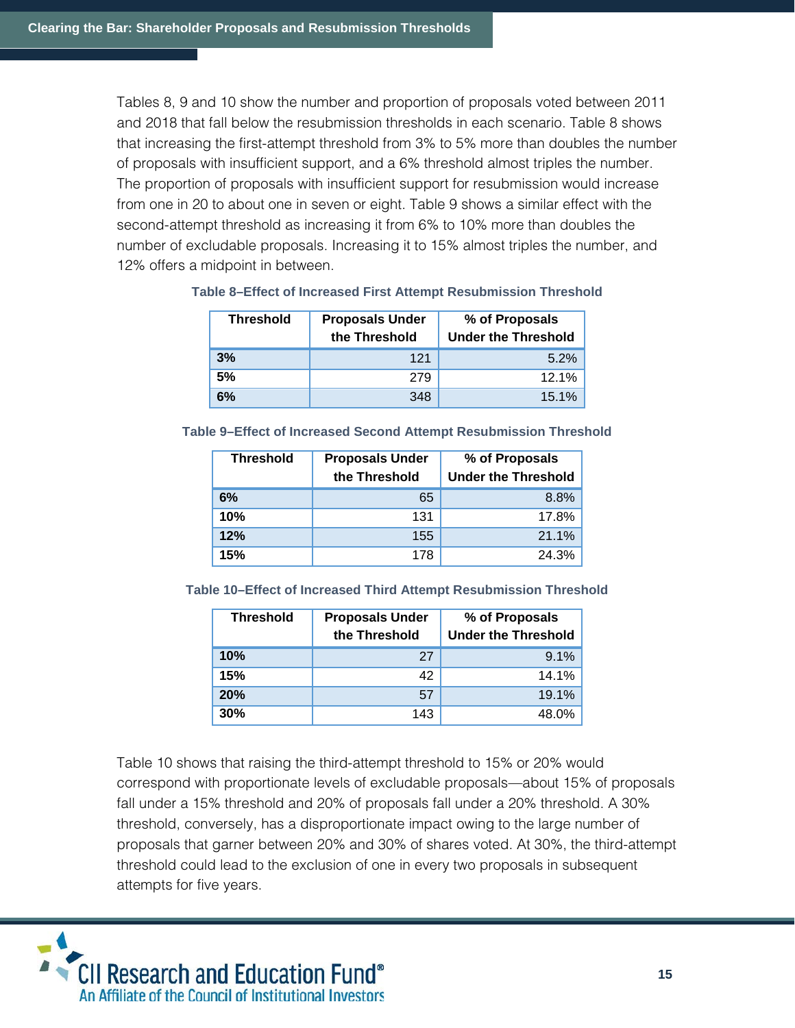Tables 8, 9 and 10 show the number and proportion of proposals voted between 2011 and 2018 that fall below the resubmission thresholds in each scenario. Table 8 shows that increasing the first-attempt threshold from 3% to 5% more than doubles the number of proposals with insufficient support, and a 6% threshold almost triples the number. The proportion of proposals with insufficient support for resubmission would increase from one in 20 to about one in seven or eight. Table 9 shows a similar effect with the second-attempt threshold as increasing it from 6% to 10% more than doubles the number of excludable proposals. Increasing it to 15% almost triples the number, and 12% offers a midpoint in between.

**Table 8–Effect of Increased First Attempt Resubmission Threshold**

| Threshold | Proposals Under the Threshold | % of Proposals Under the Threshold |
|---|---:|---:|
| **3%** | 121 | 5.2% |
| **5%** | 279 | 12.1% |
| **6%** | 348 | 15.1% |

**Table 9–Effect of Increased Second Attempt Resubmission Threshold**

| Threshold | Proposals Under the Threshold | % of Proposals Under the Threshold |
|---|---:|---:|
| **6%** | 65 | 8.8% |
| **10%** | 131 | 17.8% |
| **12%** | 155 | 21.1% |
| **15%** | 178 | 24.3% |

**Table 10–Effect of Increased Third Attempt Resubmission Threshold**

| Threshold | Proposals Under the Threshold | % of Proposals Under the Threshold |
|---|---:|---:|
| **10%** | 27 | 9.1% |
| **15%** | 42 | 14.1% |
| **20%** | 57 | 19.1% |
| **30%** | 143 | 48.0% |

Table 10 shows that raising the third-attempt threshold to 15% or 20% would correspond with proportionate levels of excludable proposals—about 15% of proposals fall under a 15% threshold and 20% of proposals fall under a 20% threshold. A 30% threshold, conversely, has a disproportionate impact owing to the large number of proposals that garner between 20% and 30% of shares voted. At 30%, the third-attempt threshold could lead to the exclusion of one in every two proposals in subsequent attempts for five years.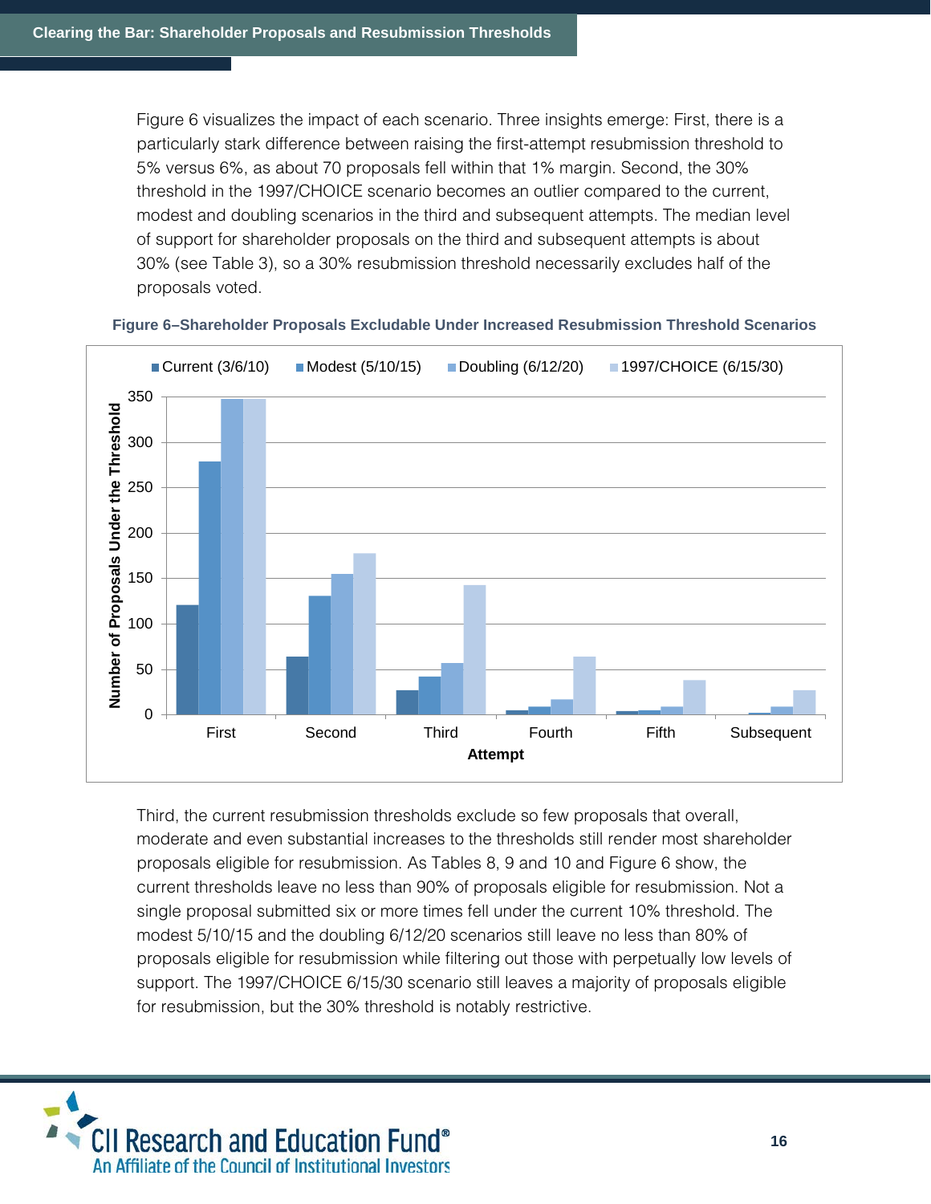Figure 6 visualizes the impact of each scenario. Three insights emerge: First, there is a particularly stark difference between raising the first-attempt resubmission threshold to 5% versus 6%, as about 70 proposals fell within that 1% margin. Second, the 30% threshold in the 1997/CHOICE scenario becomes an outlier compared to the current, modest and doubling scenarios in the third and subsequent attempts. The median level of support for shareholder proposals on the third and subsequent attempts is about 30% (see Table 3), so a 30% resubmission threshold necessarily excludes half of the proposals voted.

**Figure 6–Shareholder Proposals Excludable Under Increased Resubmission Threshold Scenarios**

Third, the current resubmission thresholds exclude so few proposals that overall, moderate and even substantial increases to the thresholds still render most shareholder proposals eligible for resubmission. As Tables 8, 9 and 10 and Figure 6 show, the current thresholds leave no less than 90% of proposals eligible for resubmission. Not a single proposal submitted six or more times fell under the current 10% threshold. The modest 5/10/15 and the doubling 6/12/20 scenarios still leave no less than 80% of proposals eligible for resubmission while filtering out those with perpetually low levels of support. The 1997/CHOICE 6/15/30 scenario still leaves a majority of proposals eligible for resubmission, but the 30% threshold is notably restrictive.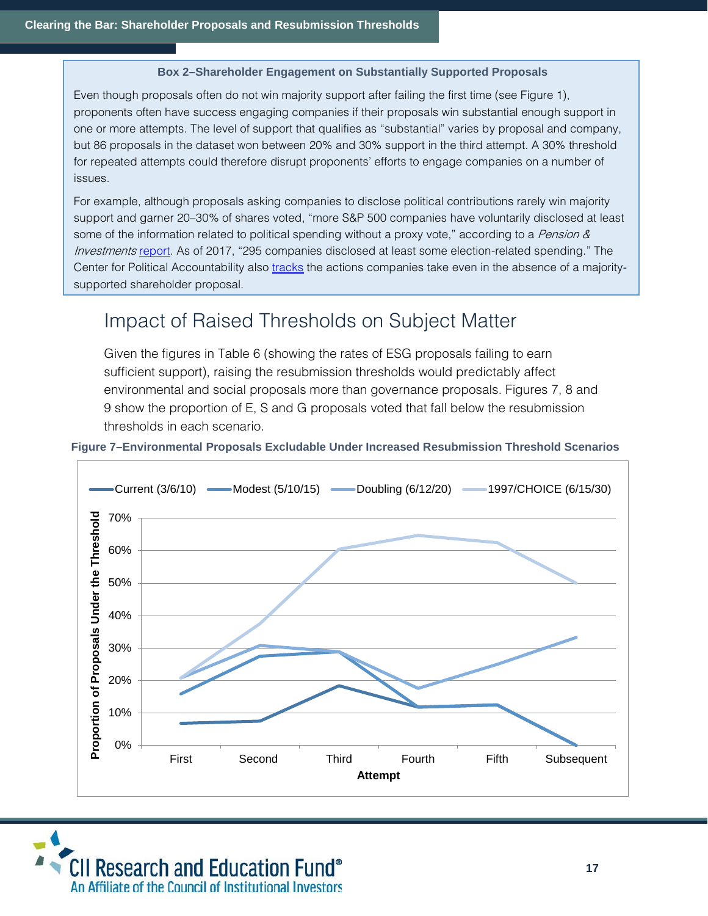### Box 2–Shareholder Engagement on Substantially Supported Proposals

Even though proposals often do not win majority support after failing the first time (see Figure 1), proponents often have success engaging companies if their proposals win substantial enough support in one or more attempts. The level of support that qualifies as "substantial" varies by proposal and company, but 86 proposals in the dataset won between 20% and 30% support in the third attempt. A 30% threshold for repeated attempts could therefore disrupt proponents' efforts to engage companies on a number of issues.

For example, although proposals asking companies to disclose political contributions rarely win majority support and garner 20–30% of shares voted, "more S&P 500 companies have voluntarily disclosed at least some of the information related to political spending without a proxy vote," according to a *Pension & Investments* report. As of 2017, "295 companies disclosed at least some election-related spending." The Center for Political Accountability also tracks the actions companies take even in the absence of a majority-supported shareholder proposal.

## Impact of Raised Thresholds on Subject Matter

Given the figures in Table 6 (showing the rates of ESG proposals failing to earn sufficient support), raising the resubmission thresholds would predictably affect environmental and social proposals more than governance proposals. Figures 7, 8 and 9 show the proportion of E, S and G proposals voted that fall below the resubmission thresholds in each scenario.

**Figure 7–Environmental Proposals Excludable Under Increased Resubmission Threshold Scenarios**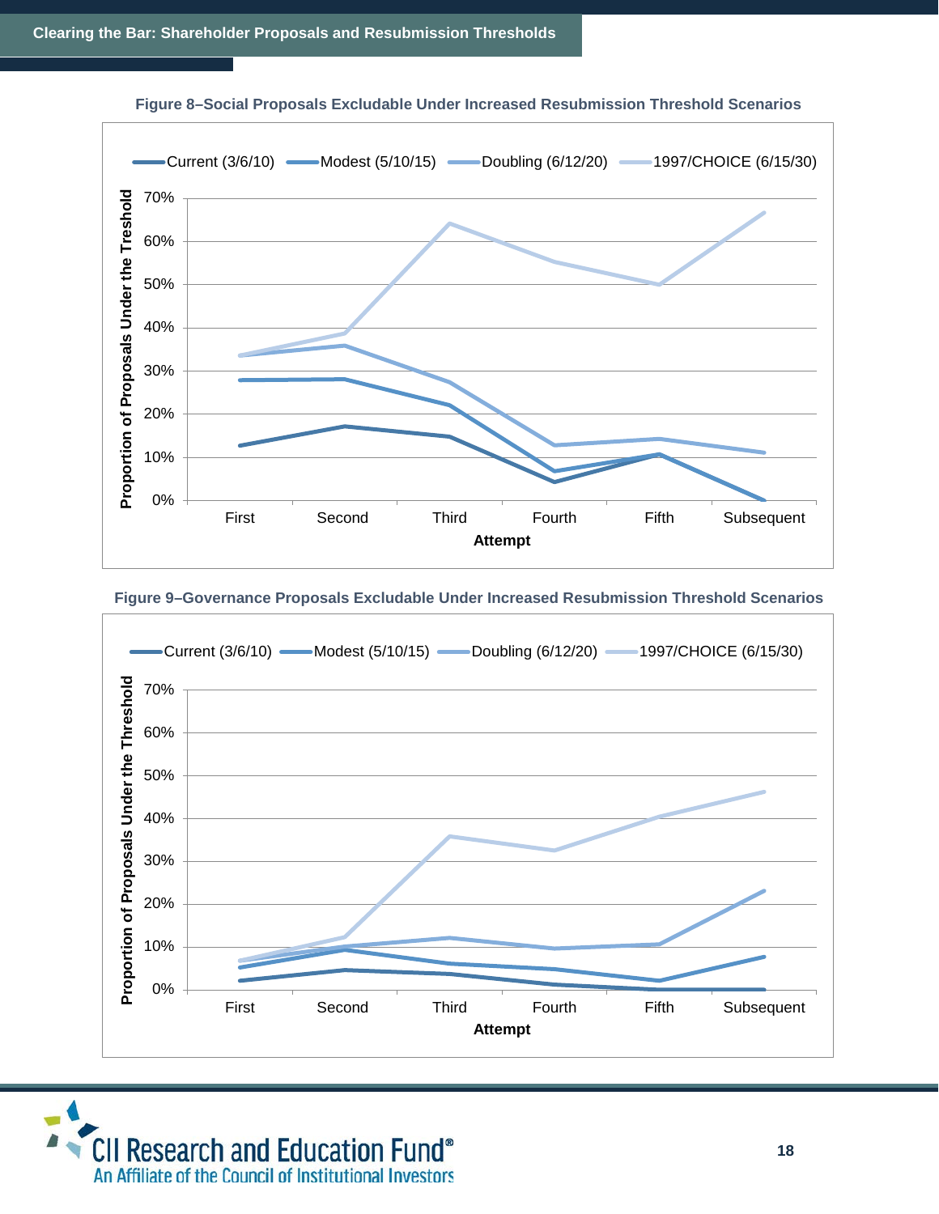**Figure 8–Social Proposals Excludable Under Increased Resubmission Threshold Scenarios**

**Figure 9–Governance Proposals Excludable Under Increased Resubmission Threshold Scenarios**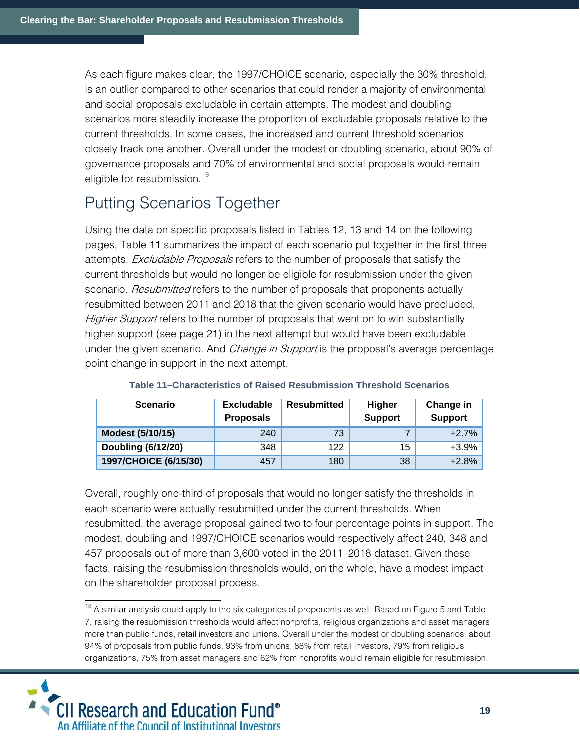As each figure makes clear, the 1997/CHOICE scenario, especially the 30% threshold, is an outlier compared to other scenarios that could render a majority of environmental and social proposals excludable in certain attempts. The modest and doubling scenarios more steadily increase the proportion of excludable proposals relative to the current thresholds. In some cases, the increased and current threshold scenarios closely track one another. Overall under the modest or doubling scenario, about 90% of governance proposals and 70% of environmental and social proposals would remain eligible for resubmission.[18]

## Putting Scenarios Together

Using the data on specific proposals listed in Tables 12, 13 and 14 on the following pages, Table 11 summarizes the impact of each scenario put together in the first three attempts. *Excludable Proposals* refers to the number of proposals that satisfy the current thresholds but would no longer be eligible for resubmission under the given scenario. *Resubmitted* refers to the number of proposals that proponents actually resubmitted between 2011 and 2018 that the given scenario would have precluded. *Higher Support* refers to the number of proposals that went on to win substantially higher support (see page 21) in the next attempt but would have been excludable under the given scenario. And *Change in Support* is the proposal's average percentage point change in support in the next attempt.

**Table 11–Characteristics of Raised Resubmission Threshold Scenarios**

| Scenario | Excludable Proposals | Resubmitted | Higher Support | Change in Support |
|---|---|---|---|---|
| **Modest (5/10/15)** | 240 | 73 | 7 | +2.7% |
| **Doubling (6/12/20)** | 348 | 122 | 15 | +3.9% |
| **1997/CHOICE (6/15/30)** | 457 | 180 | 38 | +2.8% |

Overall, roughly one-third of proposals that would no longer satisfy the thresholds in each scenario were actually resubmitted under the current thresholds. When resubmitted, the average proposal gained two to four percentage points in support. The modest, doubling and 1997/CHOICE scenarios would respectively affect 240, 348 and 457 proposals out of more than 3,600 voted in the 2011–2018 dataset. Given these facts, raising the resubmission thresholds would, on the whole, have a modest impact on the shareholder proposal process.

[18] A similar analysis could apply to the six categories of proponents as well. Based on Figure 5 and Table 7, raising the resubmission thresholds would affect nonprofits, religious organizations and asset managers more than public funds, retail investors and unions. Overall under the modest or doubling scenarios, about 94% of proposals from public funds, 93% from unions, 88% from retail investors, 79% from religious organizations, 75% from asset managers and 62% from nonprofits would remain eligible for resubmission.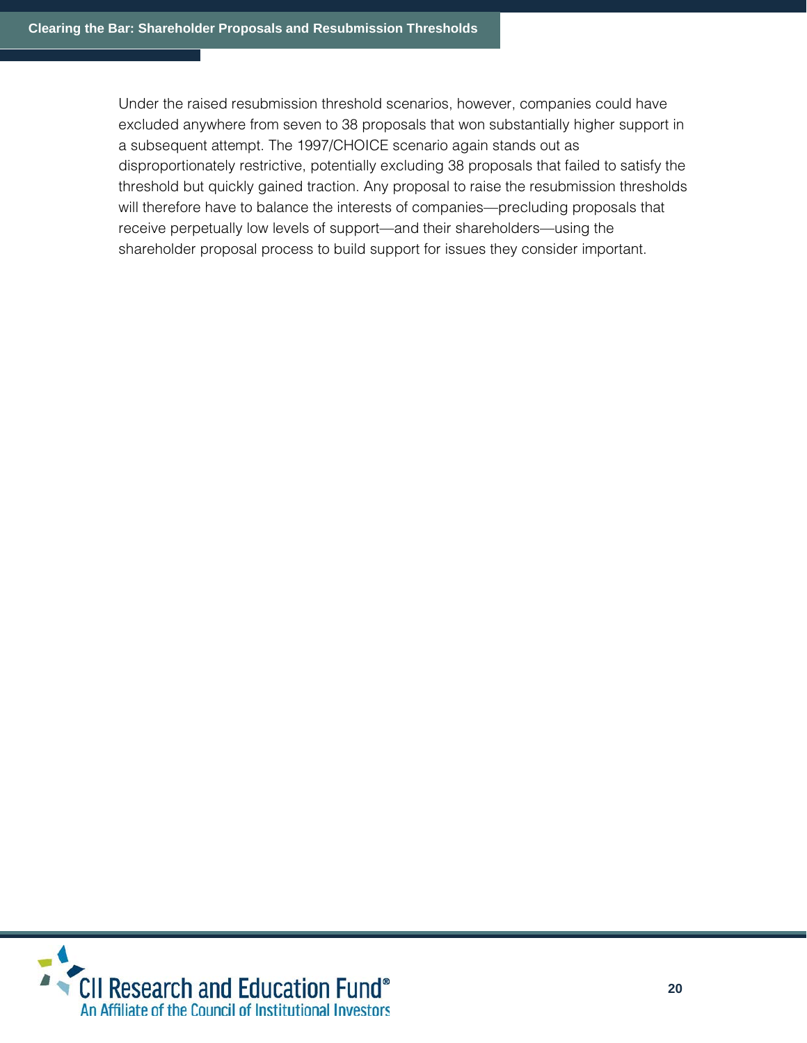Under the raised resubmission threshold scenarios, however, companies could have excluded anywhere from seven to 38 proposals that won substantially higher support in a subsequent attempt. The 1997/CHOICE scenario again stands out as disproportionately restrictive, potentially excluding 38 proposals that failed to satisfy the threshold but quickly gained traction. Any proposal to raise the resubmission thresholds will therefore have to balance the interests of companies—precluding proposals that receive perpetually low levels of support—and their shareholders—using the shareholder proposal process to build support for issues they consider important.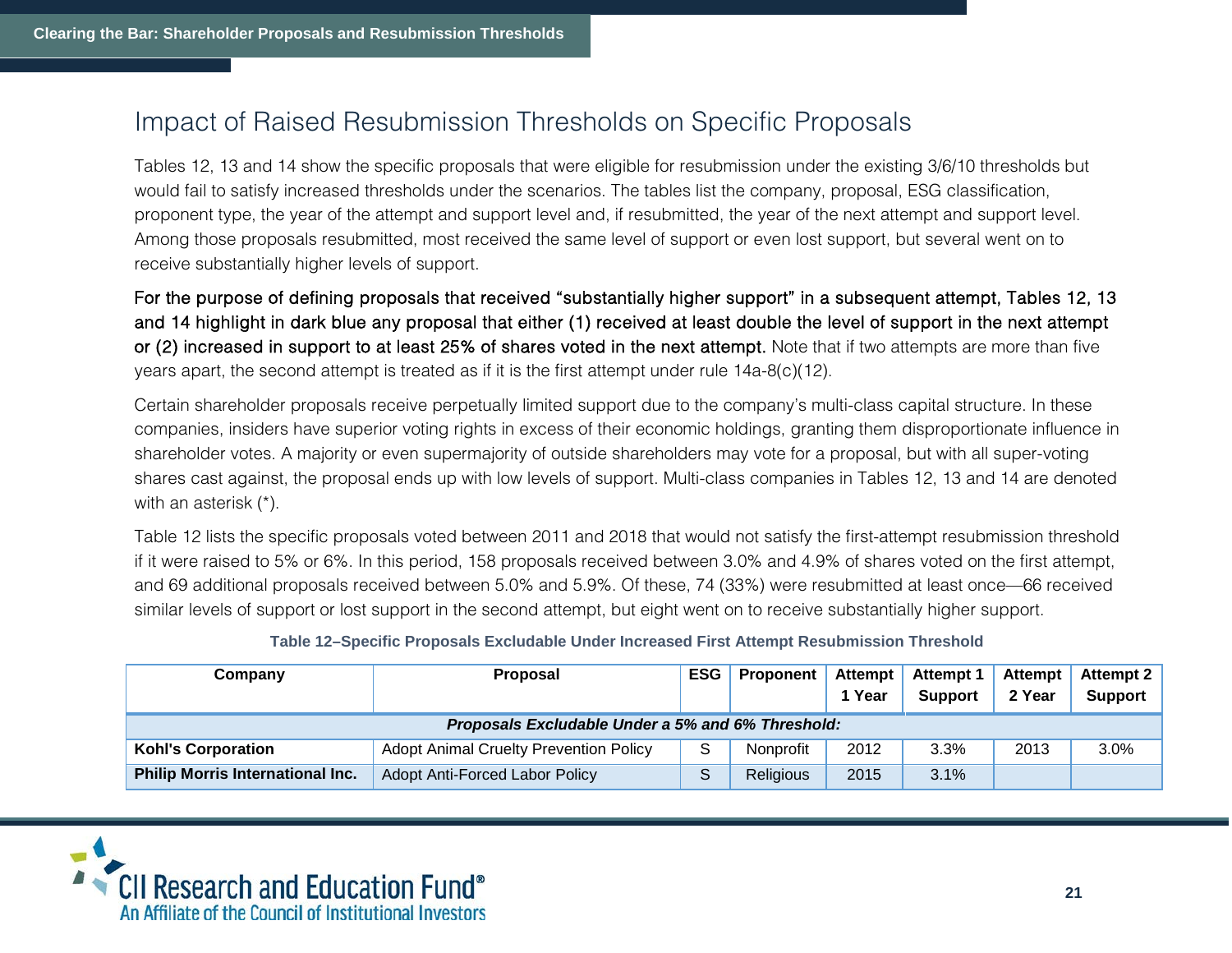## Impact of Raised Resubmission Thresholds on Specific Proposals

Tables 12, 13 and 14 show the specific proposals that were eligible for resubmission under the existing 3/6/10 thresholds but would fail to satisfy increased thresholds under the scenarios. The tables list the company, proposal, ESG classification, proponent type, the year of the attempt and support level and, if resubmitted, the year of the next attempt and support level. Among those proposals resubmitted, most received the same level of support or even lost support, but several went on to receive substantially higher levels of support.

For the purpose of defining proposals that received "substantially higher support" in a subsequent attempt, Tables 12, 13 and 14 highlight in dark blue any proposal that either (1) received at least double the level of support in the next attempt or (2) increased in support to at least 25% of shares voted in the next attempt. Note that if two attempts are more than five years apart, the second attempt is treated as if it is the first attempt under rule 14a-8(c)(12).

Certain shareholder proposals receive perpetually limited support due to the company's multi-class capital structure. In these companies, insiders have superior voting rights in excess of their economic holdings, granting them disproportionate influence in shareholder votes. A majority or even supermajority of outside shareholders may vote for a proposal, but with all super-voting shares cast against, the proposal ends up with low levels of support. Multi-class companies in Tables 12, 13 and 14 are denoted with an asterisk (*).

Table 12 lists the specific proposals voted between 2011 and 2018 that would not satisfy the first-attempt resubmission threshold if it were raised to 5% or 6%. In this period, 158 proposals received between 3.0% and 4.9% of shares voted on the first attempt, and 69 additional proposals received between 5.0% and 5.9%. Of these, 74 (33%) were resubmitted at least once—66 received similar levels of support or lost support in the second attempt, but eight went on to receive substantially higher support.

**Table 12–Specific Proposals Excludable Under Increased First Attempt Resubmission Threshold**

| Company | Proposal | ESG | Proponent | Attempt 1 Year | Attempt 1 Support | Attempt 2 Year | Attempt 2 Support |
|---|---|---|---|---|---|---|---|
| ***Proposals Excludable Under a 5% and 6% Threshold:*** | | | | | | | |
| **Kohl's Corporation** | Adopt Animal Cruelty Prevention Policy | S | Nonprofit | 2012 | 3.3% | 2013 | 3.0% |
| **Philip Morris International Inc.** | Adopt Anti-Forced Labor Policy | S | Religious | 2015 | 3.1% | | |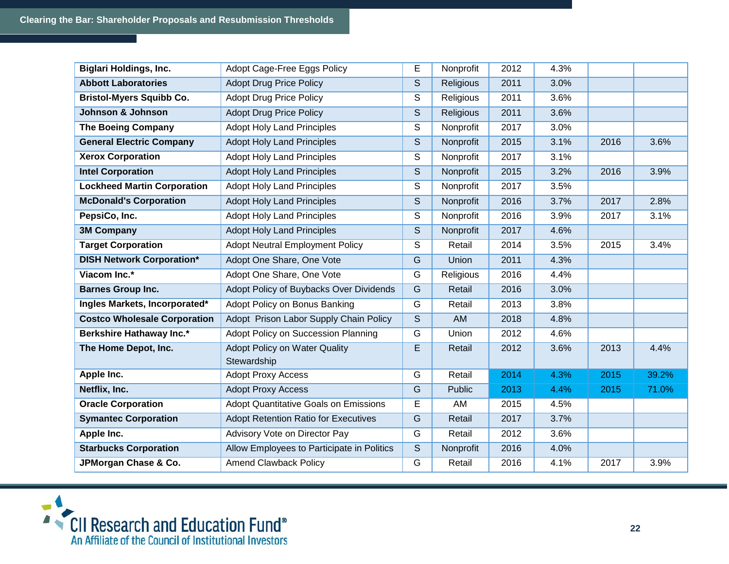| | | | | | | | |
|---|---|---|---|---|---|---|---|
| **Biglari Holdings, Inc.** | Adopt Cage-Free Eggs Policy | E | Nonprofit | 2012 | 4.3% | | |
| **Abbott Laboratories** | Adopt Drug Price Policy | S | Religious | 2011 | 3.0% | | |
| **Bristol-Myers Squibb Co.** | Adopt Drug Price Policy | S | Religious | 2011 | 3.6% | | |
| **Johnson & Johnson** | Adopt Drug Price Policy | S | Religious | 2011 | 3.6% | | |
| **The Boeing Company** | Adopt Holy Land Principles | S | Nonprofit | 2017 | 3.0% | | |
| **General Electric Company** | Adopt Holy Land Principles | S | Nonprofit | 2015 | 3.1% | 2016 | 3.6% |
| **Xerox Corporation** | Adopt Holy Land Principles | S | Nonprofit | 2017 | 3.1% | | |
| **Intel Corporation** | Adopt Holy Land Principles | S | Nonprofit | 2015 | 3.2% | 2016 | 3.9% |
| **Lockheed Martin Corporation** | Adopt Holy Land Principles | S | Nonprofit | 2017 | 3.5% | | |
| **McDonald's Corporation** | Adopt Holy Land Principles | S | Nonprofit | 2016 | 3.7% | 2017 | 2.8% |
| **PepsiCo, Inc.** | Adopt Holy Land Principles | S | Nonprofit | 2016 | 3.9% | 2017 | 3.1% |
| **3M Company** | Adopt Holy Land Principles | S | Nonprofit | 2017 | 4.6% | | |
| **Target Corporation** | Adopt Neutral Employment Policy | S | Retail | 2014 | 3.5% | 2015 | 3.4% |
| **DISH Network Corporation*** | Adopt One Share, One Vote | G | Union | 2011 | 4.3% | | |
| **Viacom Inc.*** | Adopt One Share, One Vote | G | Religious | 2016 | 4.4% | | |
| **Barnes Group Inc.** | Adopt Policy of Buybacks Over Dividends | G | Retail | 2016 | 3.0% | | |
| **Ingles Markets, Incorporated*** | Adopt Policy on Bonus Banking | G | Retail | 2013 | 3.8% | | |
| **Costco Wholesale Corporation** | Adopt Prison Labor Supply Chain Policy | S | AM | 2018 | 4.8% | | |
| **Berkshire Hathaway Inc.*** | Adopt Policy on Succession Planning | G | Union | 2012 | 4.6% | | |
| **The Home Depot, Inc.** | Adopt Policy on Water Quality Stewardship | E | Retail | 2012 | 3.6% | 2013 | 4.4% |
| **Apple Inc.** | Adopt Proxy Access | G | Retail | 2014 | 4.3% | 2015 | 39.2% |
| **Netflix, Inc.** | Adopt Proxy Access | G | Public | 2013 | 4.4% | 2015 | 71.0% |
| **Oracle Corporation** | Adopt Quantitative Goals on Emissions | E | AM | 2015 | 4.5% | | |
| **Symantec Corporation** | Adopt Retention Ratio for Executives | G | Retail | 2017 | 3.7% | | |
| **Apple Inc.** | Advisory Vote on Director Pay | G | Retail | 2012 | 3.6% | | |
| **Starbucks Corporation** | Allow Employees to Participate in Politics | S | Nonprofit | 2016 | 4.0% | | |
| **JPMorgan Chase & Co.** | Amend Clawback Policy | G | Retail | 2016 | 4.1% | 2017 | 3.9% |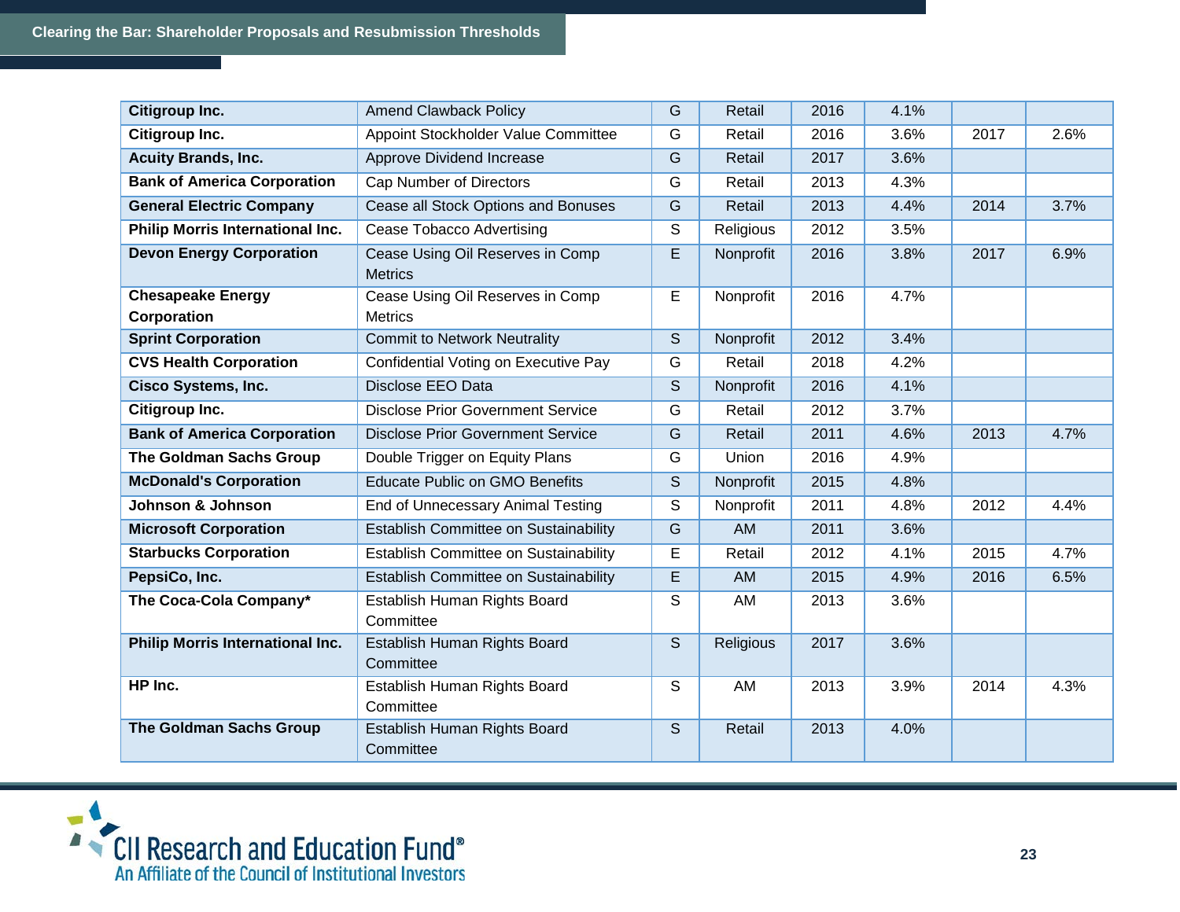| | | | | | | | |
|---|---|---|---|---|---|---|---|
| **Citigroup Inc.** | Amend Clawback Policy | G | Retail | 2016 | 4.1% | | |
| **Citigroup Inc.** | Appoint Stockholder Value Committee | G | Retail | 2016 | 3.6% | 2017 | 2.6% |
| **Acuity Brands, Inc.** | Approve Dividend Increase | G | Retail | 2017 | 3.6% | | |
| **Bank of America Corporation** | Cap Number of Directors | G | Retail | 2013 | 4.3% | | |
| **General Electric Company** | Cease all Stock Options and Bonuses | G | Retail | 2013 | 4.4% | 2014 | 3.7% |
| **Philip Morris International Inc.** | Cease Tobacco Advertising | S | Religious | 2012 | 3.5% | | |
| **Devon Energy Corporation** | Cease Using Oil Reserves in Comp Metrics | E | Nonprofit | 2016 | 3.8% | 2017 | 6.9% |
| **Chesapeake Energy Corporation** | Cease Using Oil Reserves in Comp Metrics | E | Nonprofit | 2016 | 4.7% | | |
| **Sprint Corporation** | Commit to Network Neutrality | S | Nonprofit | 2012 | 3.4% | | |
| **CVS Health Corporation** | Confidential Voting on Executive Pay | G | Retail | 2018 | 4.2% | | |
| **Cisco Systems, Inc.** | Disclose EEO Data | S | Nonprofit | 2016 | 4.1% | | |
| **Citigroup Inc.** | Disclose Prior Government Service | G | Retail | 2012 | 3.7% | | |
| **Bank of America Corporation** | Disclose Prior Government Service | G | Retail | 2011 | 4.6% | 2013 | 4.7% |
| **The Goldman Sachs Group** | Double Trigger on Equity Plans | G | Union | 2016 | 4.9% | | |
| **McDonald's Corporation** | Educate Public on GMO Benefits | S | Nonprofit | 2015 | 4.8% | | |
| **Johnson & Johnson** | End of Unnecessary Animal Testing | S | Nonprofit | 2011 | 4.8% | 2012 | 4.4% |
| **Microsoft Corporation** | Establish Committee on Sustainability | G | AM | 2011 | 3.6% | | |
| **Starbucks Corporation** | Establish Committee on Sustainability | E | Retail | 2012 | 4.1% | 2015 | 4.7% |
| **PepsiCo, Inc.** | Establish Committee on Sustainability | E | AM | 2015 | 4.9% | 2016 | 6.5% |
| **The Coca-Cola Company*** | Establish Human Rights Board Committee | S | AM | 2013 | 3.6% | | |
| **Philip Morris International Inc.** | Establish Human Rights Board Committee | S | Religious | 2017 | 3.6% | | |
| **HP Inc.** | Establish Human Rights Board Committee | S | AM | 2013 | 3.9% | 2014 | 4.3% |
| **The Goldman Sachs Group** | Establish Human Rights Board Committee | S | Retail | 2013 | 4.0% | | |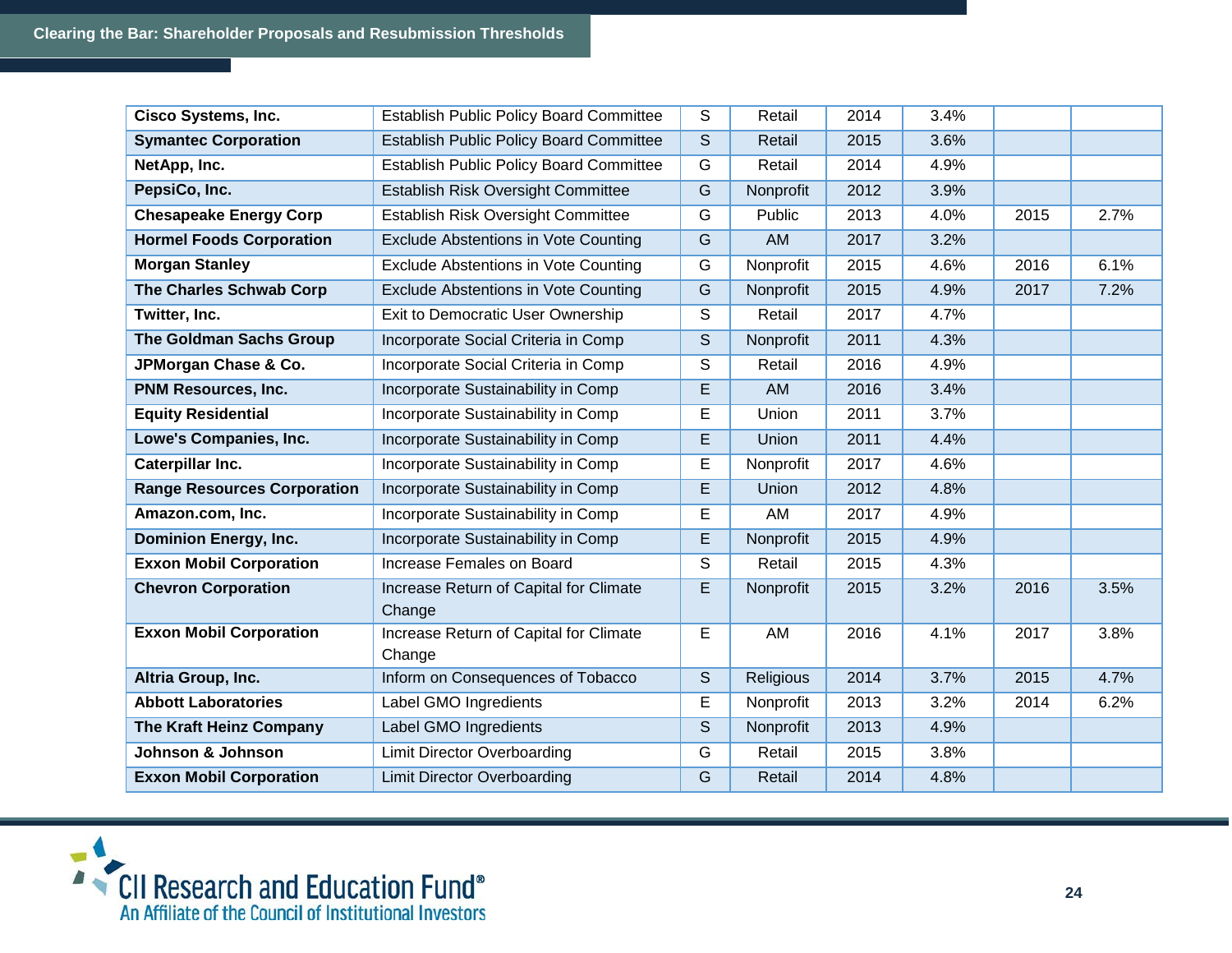| | | | | | | | |
|---|---|---|---|---|---|---|---|
| **Cisco Systems, Inc.** | Establish Public Policy Board Committee | S | Retail | 2014 | 3.4% | | |
| **Symantec Corporation** | Establish Public Policy Board Committee | S | Retail | 2015 | 3.6% | | |
| **NetApp, Inc.** | Establish Public Policy Board Committee | G | Retail | 2014 | 4.9% | | |
| **PepsiCo, Inc.** | Establish Risk Oversight Committee | G | Nonprofit | 2012 | 3.9% | | |
| **Chesapeake Energy Corp** | Establish Risk Oversight Committee | G | Public | 2013 | 4.0% | 2015 | 2.7% |
| **Hormel Foods Corporation** | Exclude Abstentions in Vote Counting | G | AM | 2017 | 3.2% | | |
| **Morgan Stanley** | Exclude Abstentions in Vote Counting | G | Nonprofit | 2015 | 4.6% | 2016 | 6.1% |
| **The Charles Schwab Corp** | Exclude Abstentions in Vote Counting | G | Nonprofit | 2015 | 4.9% | 2017 | 7.2% |
| **Twitter, Inc.** | Exit to Democratic User Ownership | S | Retail | 2017 | 4.7% | | |
| **The Goldman Sachs Group** | Incorporate Social Criteria in Comp | S | Nonprofit | 2011 | 4.3% | | |
| **JPMorgan Chase & Co.** | Incorporate Social Criteria in Comp | S | Retail | 2016 | 4.9% | | |
| **PNM Resources, Inc.** | Incorporate Sustainability in Comp | E | AM | 2016 | 3.4% | | |
| **Equity Residential** | Incorporate Sustainability in Comp | E | Union | 2011 | 3.7% | | |
| **Lowe's Companies, Inc.** | Incorporate Sustainability in Comp | E | Union | 2011 | 4.4% | | |
| **Caterpillar Inc.** | Incorporate Sustainability in Comp | E | Nonprofit | 2017 | 4.6% | | |
| **Range Resources Corporation** | Incorporate Sustainability in Comp | E | Union | 2012 | 4.8% | | |
| **Amazon.com, Inc.** | Incorporate Sustainability in Comp | E | AM | 2017 | 4.9% | | |
| **Dominion Energy, Inc.** | Incorporate Sustainability in Comp | E | Nonprofit | 2015 | 4.9% | | |
| **Exxon Mobil Corporation** | Increase Females on Board | S | Retail | 2015 | 4.3% | | |
| **Chevron Corporation** | Increase Return of Capital for Climate Change | E | Nonprofit | 2015 | 3.2% | 2016 | 3.5% |
| **Exxon Mobil Corporation** | Increase Return of Capital for Climate Change | E | AM | 2016 | 4.1% | 2017 | 3.8% |
| **Altria Group, Inc.** | Inform on Consequences of Tobacco | S | Religious | 2014 | 3.7% | 2015 | 4.7% |
| **Abbott Laboratories** | Label GMO Ingredients | E | Nonprofit | 2013 | 3.2% | 2014 | 6.2% |
| **The Kraft Heinz Company** | Label GMO Ingredients | S | Nonprofit | 2013 | 4.9% | | |
| **Johnson & Johnson** | Limit Director Overboarding | G | Retail | 2015 | 3.8% | | |
| **Exxon Mobil Corporation** | Limit Director Overboarding | G | Retail | 2014 | 4.8% | | |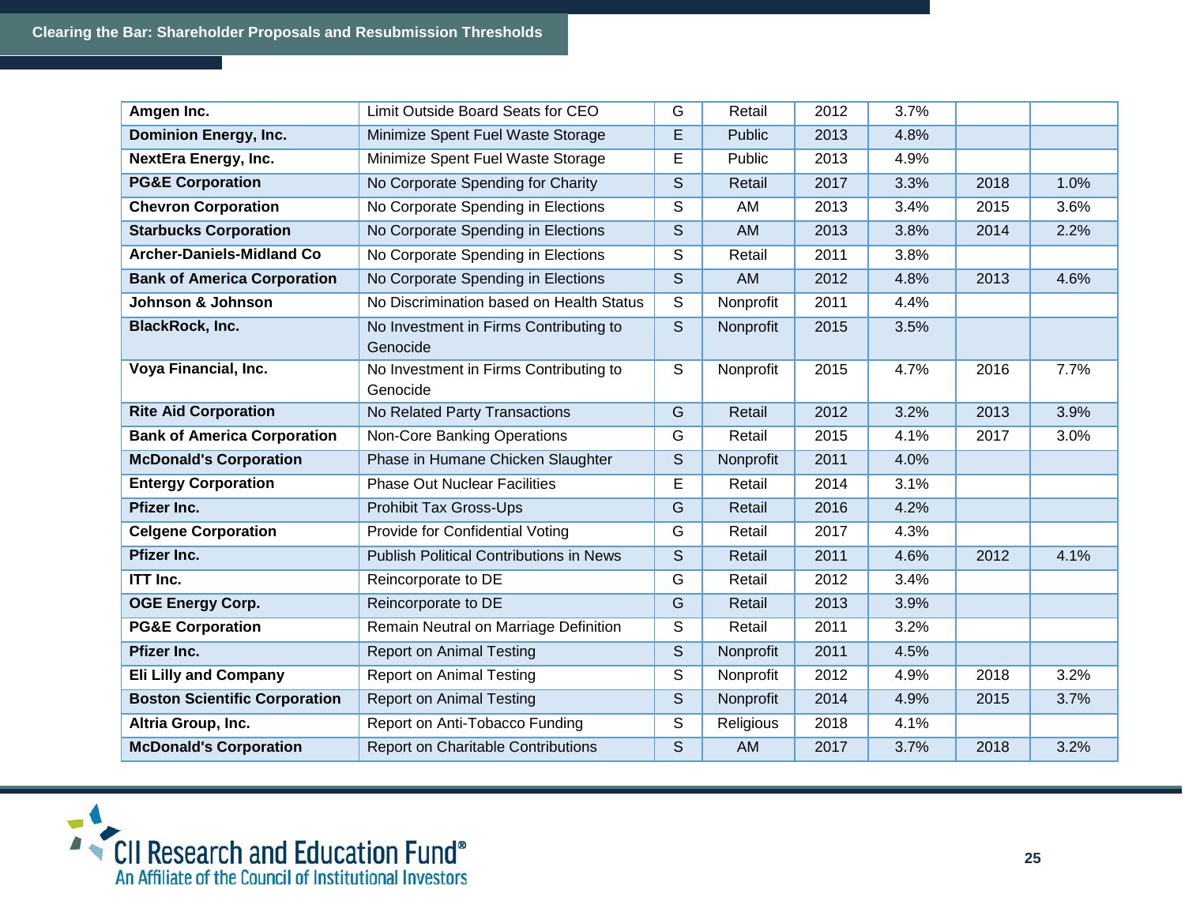| | | | | | | | |
|---|---|---|---|---|---|---|---|
| **Amgen Inc.** | Limit Outside Board Seats for CEO | G | Retail | 2012 | 3.7% | | |
| **Dominion Energy, Inc.** | Minimize Spent Fuel Waste Storage | E | Public | 2013 | 4.8% | | |
| **NextEra Energy, Inc.** | Minimize Spent Fuel Waste Storage | E | Public | 2013 | 4.9% | | |
| **PG&E Corporation** | No Corporate Spending for Charity | S | Retail | 2017 | 3.3% | 2018 | 1.0% |
| **Chevron Corporation** | No Corporate Spending in Elections | S | AM | 2013 | 3.4% | 2015 | 3.6% |
| **Starbucks Corporation** | No Corporate Spending in Elections | S | AM | 2013 | 3.8% | 2014 | 2.2% |
| **Archer-Daniels-Midland Co** | No Corporate Spending in Elections | S | Retail | 2011 | 3.8% | | |
| **Bank of America Corporation** | No Corporate Spending in Elections | S | AM | 2012 | 4.8% | 2013 | 4.6% |
| **Johnson & Johnson** | No Discrimination based on Health Status | S | Nonprofit | 2011 | 4.4% | | |
| **BlackRock, Inc.** | No Investment in Firms Contributing to Genocide | S | Nonprofit | 2015 | 3.5% | | |
| **Voya Financial, Inc.** | No Investment in Firms Contributing to Genocide | S | Nonprofit | 2015 | 4.7% | 2016 | 7.7% |
| **Rite Aid Corporation** | No Related Party Transactions | G | Retail | 2012 | 3.2% | 2013 | 3.9% |
| **Bank of America Corporation** | Non-Core Banking Operations | G | Retail | 2015 | 4.1% | 2017 | 3.0% |
| **McDonald's Corporation** | Phase in Humane Chicken Slaughter | S | Nonprofit | 2011 | 4.0% | | |
| **Entergy Corporation** | Phase Out Nuclear Facilities | E | Retail | 2014 | 3.1% | | |
| **Pfizer Inc.** | Prohibit Tax Gross-Ups | G | Retail | 2016 | 4.2% | | |
| **Celgene Corporation** | Provide for Confidential Voting | G | Retail | 2017 | 4.3% | | |
| **Pfizer Inc.** | Publish Political Contributions in News | S | Retail | 2011 | 4.6% | 2012 | 4.1% |
| **ITT Inc.** | Reincorporate to DE | G | Retail | 2012 | 3.4% | | |
| **OGE Energy Corp.** | Reincorporate to DE | G | Retail | 2013 | 3.9% | | |
| **PG&E Corporation** | Remain Neutral on Marriage Definition | S | Retail | 2011 | 3.2% | | |
| **Pfizer Inc.** | Report on Animal Testing | S | Nonprofit | 2011 | 4.5% | | |
| **Eli Lilly and Company** | Report on Animal Testing | S | Nonprofit | 2012 | 4.9% | 2018 | 3.2% |
| **Boston Scientific Corporation** | Report on Animal Testing | S | Nonprofit | 2014 | 4.9% | 2015 | 3.7% |
| **Altria Group, Inc.** | Report on Anti-Tobacco Funding | S | Religious | 2018 | 4.1% | | |
| **McDonald's Corporation** | Report on Charitable Contributions | S | AM | 2017 | 3.7% | 2018 | 3.2% |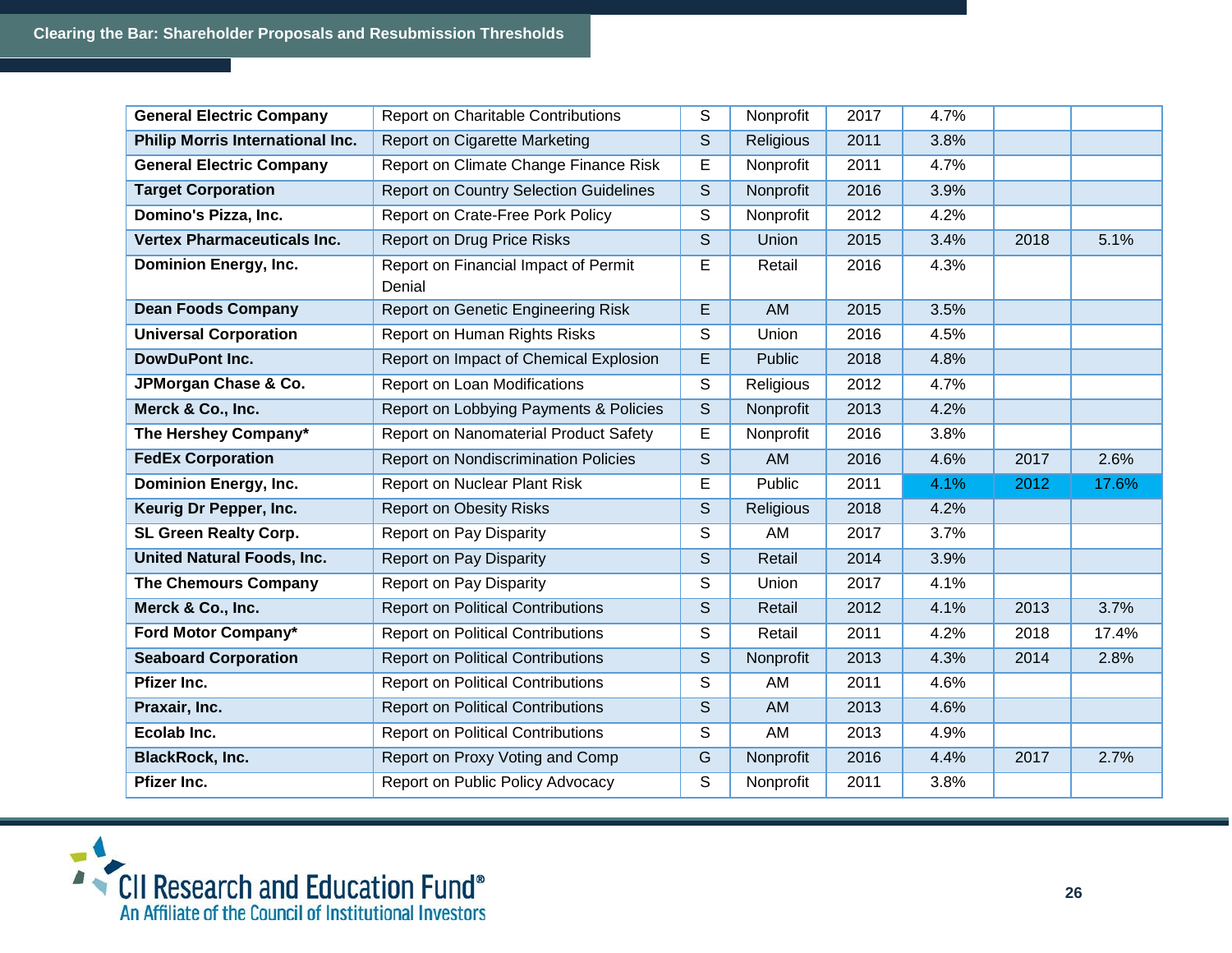| | | | | | | | |
|---|---|---|---|---|---|---|---|
| **General Electric Company** | Report on Charitable Contributions | S | Nonprofit | 2017 | 4.7% | | |
| **Philip Morris International Inc.** | Report on Cigarette Marketing | S | Religious | 2011 | 3.8% | | |
| **General Electric Company** | Report on Climate Change Finance Risk | E | Nonprofit | 2011 | 4.7% | | |
| **Target Corporation** | Report on Country Selection Guidelines | S | Nonprofit | 2016 | 3.9% | | |
| **Domino's Pizza, Inc.** | Report on Crate-Free Pork Policy | S | Nonprofit | 2012 | 4.2% | | |
| **Vertex Pharmaceuticals Inc.** | Report on Drug Price Risks | S | Union | 2015 | 3.4% | 2018 | 5.1% |
| **Dominion Energy, Inc.** | Report on Financial Impact of Permit Denial | E | Retail | 2016 | 4.3% | | |
| **Dean Foods Company** | Report on Genetic Engineering Risk | E | AM | 2015 | 3.5% | | |
| **Universal Corporation** | Report on Human Rights Risks | S | Union | 2016 | 4.5% | | |
| **DowDuPont Inc.** | Report on Impact of Chemical Explosion | E | Public | 2018 | 4.8% | | |
| **JPMorgan Chase & Co.** | Report on Loan Modifications | S | Religious | 2012 | 4.7% | | |
| **Merck & Co., Inc.** | Report on Lobbying Payments & Policies | S | Nonprofit | 2013 | 4.2% | | |
| **The Hershey Company*** | Report on Nanomaterial Product Safety | E | Nonprofit | 2016 | 3.8% | | |
| **FedEx Corporation** | Report on Nondiscrimination Policies | S | AM | 2016 | 4.6% | 2017 | 2.6% |
| **Dominion Energy, Inc.** | Report on Nuclear Plant Risk | E | Public | 2011 | 4.1% | 2012 | 17.6% |
| **Keurig Dr Pepper, Inc.** | Report on Obesity Risks | S | Religious | 2018 | 4.2% | | |
| **SL Green Realty Corp.** | Report on Pay Disparity | S | AM | 2017 | 3.7% | | |
| **United Natural Foods, Inc.** | Report on Pay Disparity | S | Retail | 2014 | 3.9% | | |
| **The Chemours Company** | Report on Pay Disparity | S | Union | 2017 | 4.1% | | |
| **Merck & Co., Inc.** | Report on Political Contributions | S | Retail | 2012 | 4.1% | 2013 | 3.7% |
| **Ford Motor Company*** | Report on Political Contributions | S | Retail | 2011 | 4.2% | 2018 | 17.4% |
| **Seaboard Corporation** | Report on Political Contributions | S | Nonprofit | 2013 | 4.3% | 2014 | 2.8% |
| **Pfizer Inc.** | Report on Political Contributions | S | AM | 2011 | 4.6% | | |
| **Praxair, Inc.** | Report on Political Contributions | S | AM | 2013 | 4.6% | | |
| **Ecolab Inc.** | Report on Political Contributions | S | AM | 2013 | 4.9% | | |
| **BlackRock, Inc.** | Report on Proxy Voting and Comp | G | Nonprofit | 2016 | 4.4% | 2017 | 2.7% |
| **Pfizer Inc.** | Report on Public Policy Advocacy | S | Nonprofit | 2011 | 3.8% | | |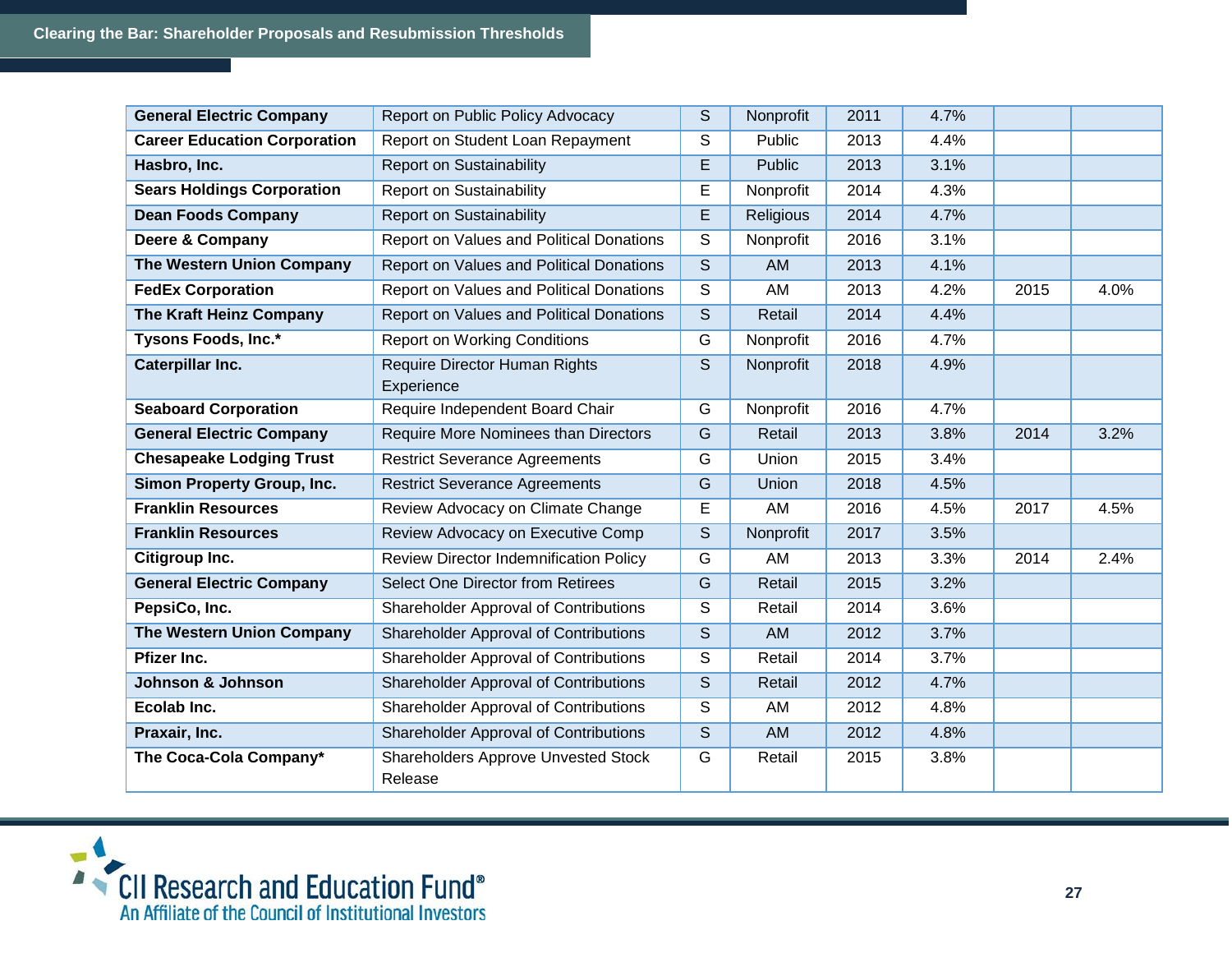| | | | | | | | |
|---|---|---|---|---|---|---|---|
| **General Electric Company** | Report on Public Policy Advocacy | S | Nonprofit | 2011 | 4.7% | | |
| **Career Education Corporation** | Report on Student Loan Repayment | S | Public | 2013 | 4.4% | | |
| **Hasbro, Inc.** | Report on Sustainability | E | Public | 2013 | 3.1% | | |
| **Sears Holdings Corporation** | Report on Sustainability | E | Nonprofit | 2014 | 4.3% | | |
| **Dean Foods Company** | Report on Sustainability | E | Religious | 2014 | 4.7% | | |
| **Deere & Company** | Report on Values and Political Donations | S | Nonprofit | 2016 | 3.1% | | |
| **The Western Union Company** | Report on Values and Political Donations | S | AM | 2013 | 4.1% | | |
| **FedEx Corporation** | Report on Values and Political Donations | S | AM | 2013 | 4.2% | 2015 | 4.0% |
| **The Kraft Heinz Company** | Report on Values and Political Donations | S | Retail | 2014 | 4.4% | | |
| **Tysons Foods, Inc.*** | Report on Working Conditions | G | Nonprofit | 2016 | 4.7% | | |
| **Caterpillar Inc.** | Require Director Human Rights Experience | S | Nonprofit | 2018 | 4.9% | | |
| **Seaboard Corporation** | Require Independent Board Chair | G | Nonprofit | 2016 | 4.7% | | |
| **General Electric Company** | Require More Nominees than Directors | G | Retail | 2013 | 3.8% | 2014 | 3.2% |
| **Chesapeake Lodging Trust** | Restrict Severance Agreements | G | Union | 2015 | 3.4% | | |
| **Simon Property Group, Inc.** | Restrict Severance Agreements | G | Union | 2018 | 4.5% | | |
| **Franklin Resources** | Review Advocacy on Climate Change | E | AM | 2016 | 4.5% | 2017 | 4.5% |
| **Franklin Resources** | Review Advocacy on Executive Comp | S | Nonprofit | 2017 | 3.5% | | |
| **Citigroup Inc.** | Review Director Indemnification Policy | G | AM | 2013 | 3.3% | 2014 | 2.4% |
| **General Electric Company** | Select One Director from Retirees | G | Retail | 2015 | 3.2% | | |
| **PepsiCo, Inc.** | Shareholder Approval of Contributions | S | Retail | 2014 | 3.6% | | |
| **The Western Union Company** | Shareholder Approval of Contributions | S | AM | 2012 | 3.7% | | |
| **Pfizer Inc.** | Shareholder Approval of Contributions | S | Retail | 2014 | 3.7% | | |
| **Johnson & Johnson** | Shareholder Approval of Contributions | S | Retail | 2012 | 4.7% | | |
| **Ecolab Inc.** | Shareholder Approval of Contributions | S | AM | 2012 | 4.8% | | |
| **Praxair, Inc.** | Shareholder Approval of Contributions | S | AM | 2012 | 4.8% | | |
| **The Coca-Cola Company*** | Shareholders Approve Unvested Stock Release | G | Retail | 2015 | 3.8% | | |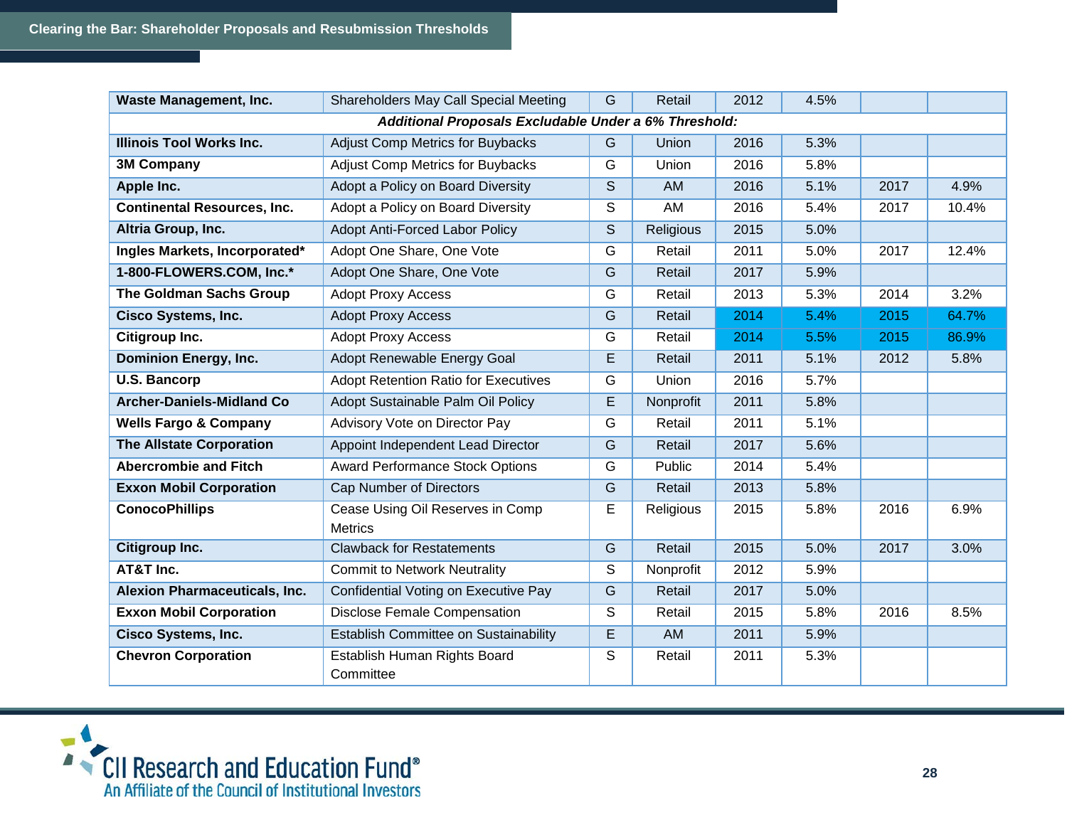| | | | | | | | |
|---|---|---|---|---|---|---|---|
| **Waste Management, Inc.** | Shareholders May Call Special Meeting | G | Retail | 2012 | 4.5% | | |
| ***Additional Proposals Excludable Under a 6% Threshold:*** | | | | | | | |
| **Illinois Tool Works Inc.** | Adjust Comp Metrics for Buybacks | G | Union | 2016 | 5.3% | | |
| **3M Company** | Adjust Comp Metrics for Buybacks | G | Union | 2016 | 5.8% | | |
| **Apple Inc.** | Adopt a Policy on Board Diversity | S | AM | 2016 | 5.1% | 2017 | 4.9% |
| **Continental Resources, Inc.** | Adopt a Policy on Board Diversity | S | AM | 2016 | 5.4% | 2017 | 10.4% |
| **Altria Group, Inc.** | Adopt Anti-Forced Labor Policy | S | Religious | 2015 | 5.0% | | |
| **Ingles Markets, Incorporated*** | Adopt One Share, One Vote | G | Retail | 2011 | 5.0% | 2017 | 12.4% |
| **1-800-FLOWERS.COM, Inc.*** | Adopt One Share, One Vote | G | Retail | 2017 | 5.9% | | |
| **The Goldman Sachs Group** | Adopt Proxy Access | G | Retail | 2013 | 5.3% | 2014 | 3.2% |
| **Cisco Systems, Inc.** | Adopt Proxy Access | G | Retail | 2014 | 5.4% | 2015 | 64.7% |
| **Citigroup Inc.** | Adopt Proxy Access | G | Retail | 2014 | 5.5% | 2015 | 86.9% |
| **Dominion Energy, Inc.** | Adopt Renewable Energy Goal | E | Retail | 2011 | 5.1% | 2012 | 5.8% |
| **U.S. Bancorp** | Adopt Retention Ratio for Executives | G | Union | 2016 | 5.7% | | |
| **Archer-Daniels-Midland Co** | Adopt Sustainable Palm Oil Policy | E | Nonprofit | 2011 | 5.8% | | |
| **Wells Fargo & Company** | Advisory Vote on Director Pay | G | Retail | 2011 | 5.1% | | |
| **The Allstate Corporation** | Appoint Independent Lead Director | G | Retail | 2017 | 5.6% | | |
| **Abercrombie and Fitch** | Award Performance Stock Options | G | Public | 2014 | 5.4% | | |
| **Exxon Mobil Corporation** | Cap Number of Directors | G | Retail | 2013 | 5.8% | | |
| **ConocoPhillips** | Cease Using Oil Reserves in Comp Metrics | E | Religious | 2015 | 5.8% | 2016 | 6.9% |
| **Citigroup Inc.** | Clawback for Restatements | G | Retail | 2015 | 5.0% | 2017 | 3.0% |
| **AT&T Inc.** | Commit to Network Neutrality | S | Nonprofit | 2012 | 5.9% | | |
| **Alexion Pharmaceuticals, Inc.** | Confidential Voting on Executive Pay | G | Retail | 2017 | 5.0% | | |
| **Exxon Mobil Corporation** | Disclose Female Compensation | S | Retail | 2015 | 5.8% | 2016 | 8.5% |
| **Cisco Systems, Inc.** | Establish Committee on Sustainability | E | AM | 2011 | 5.9% | | |
| **Chevron Corporation** | Establish Human Rights Board Committee | S | Retail | 2011 | 5.3% | | |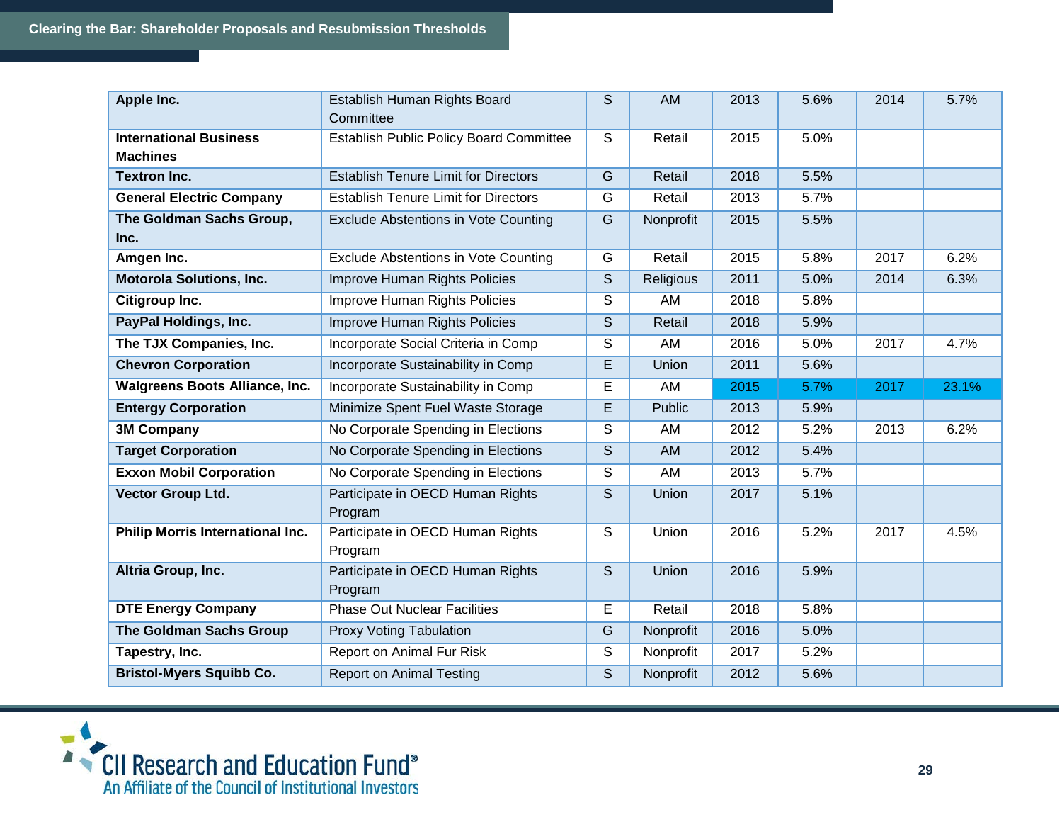| | | | | | | | |
|---|---|---|---|---|---|---|---|
| **Apple Inc.** | Establish Human Rights Board Committee | S | AM | 2013 | 5.6% | 2014 | 5.7% |
| **International Business Machines** | Establish Public Policy Board Committee | S | Retail | 2015 | 5.0% | | |
| **Textron Inc.** | Establish Tenure Limit for Directors | G | Retail | 2018 | 5.5% | | |
| **General Electric Company** | Establish Tenure Limit for Directors | G | Retail | 2013 | 5.7% | | |
| **The Goldman Sachs Group, Inc.** | Exclude Abstentions in Vote Counting | G | Nonprofit | 2015 | 5.5% | | |
| **Amgen Inc.** | Exclude Abstentions in Vote Counting | G | Retail | 2015 | 5.8% | 2017 | 6.2% |
| **Motorola Solutions, Inc.** | Improve Human Rights Policies | S | Religious | 2011 | 5.0% | 2014 | 6.3% |
| **Citigroup Inc.** | Improve Human Rights Policies | S | AM | 2018 | 5.8% | | |
| **PayPal Holdings, Inc.** | Improve Human Rights Policies | S | Retail | 2018 | 5.9% | | |
| **The TJX Companies, Inc.** | Incorporate Social Criteria in Comp | S | AM | 2016 | 5.0% | 2017 | 4.7% |
| **Chevron Corporation** | Incorporate Sustainability in Comp | E | Union | 2011 | 5.6% | | |
| **Walgreens Boots Alliance, Inc.** | Incorporate Sustainability in Comp | E | AM | 2015 | 5.7% | 2017 | 23.1% |
| **Entergy Corporation** | Minimize Spent Fuel Waste Storage | E | Public | 2013 | 5.9% | | |
| **3M Company** | No Corporate Spending in Elections | S | AM | 2012 | 5.2% | 2013 | 6.2% |
| **Target Corporation** | No Corporate Spending in Elections | S | AM | 2012 | 5.4% | | |
| **Exxon Mobil Corporation** | No Corporate Spending in Elections | S | AM | 2013 | 5.7% | | |
| **Vector Group Ltd.** | Participate in OECD Human Rights Program | S | Union | 2017 | 5.1% | | |
| **Philip Morris International Inc.** | Participate in OECD Human Rights Program | S | Union | 2016 | 5.2% | 2017 | 4.5% |
| **Altria Group, Inc.** | Participate in OECD Human Rights Program | S | Union | 2016 | 5.9% | | |
| **DTE Energy Company** | Phase Out Nuclear Facilities | E | Retail | 2018 | 5.8% | | |
| **The Goldman Sachs Group** | Proxy Voting Tabulation | G | Nonprofit | 2016 | 5.0% | | |
| **Tapestry, Inc.** | Report on Animal Fur Risk | S | Nonprofit | 2017 | 5.2% | | |
| **Bristol-Myers Squibb Co.** | Report on Animal Testing | S | Nonprofit | 2012 | 5.6% | | |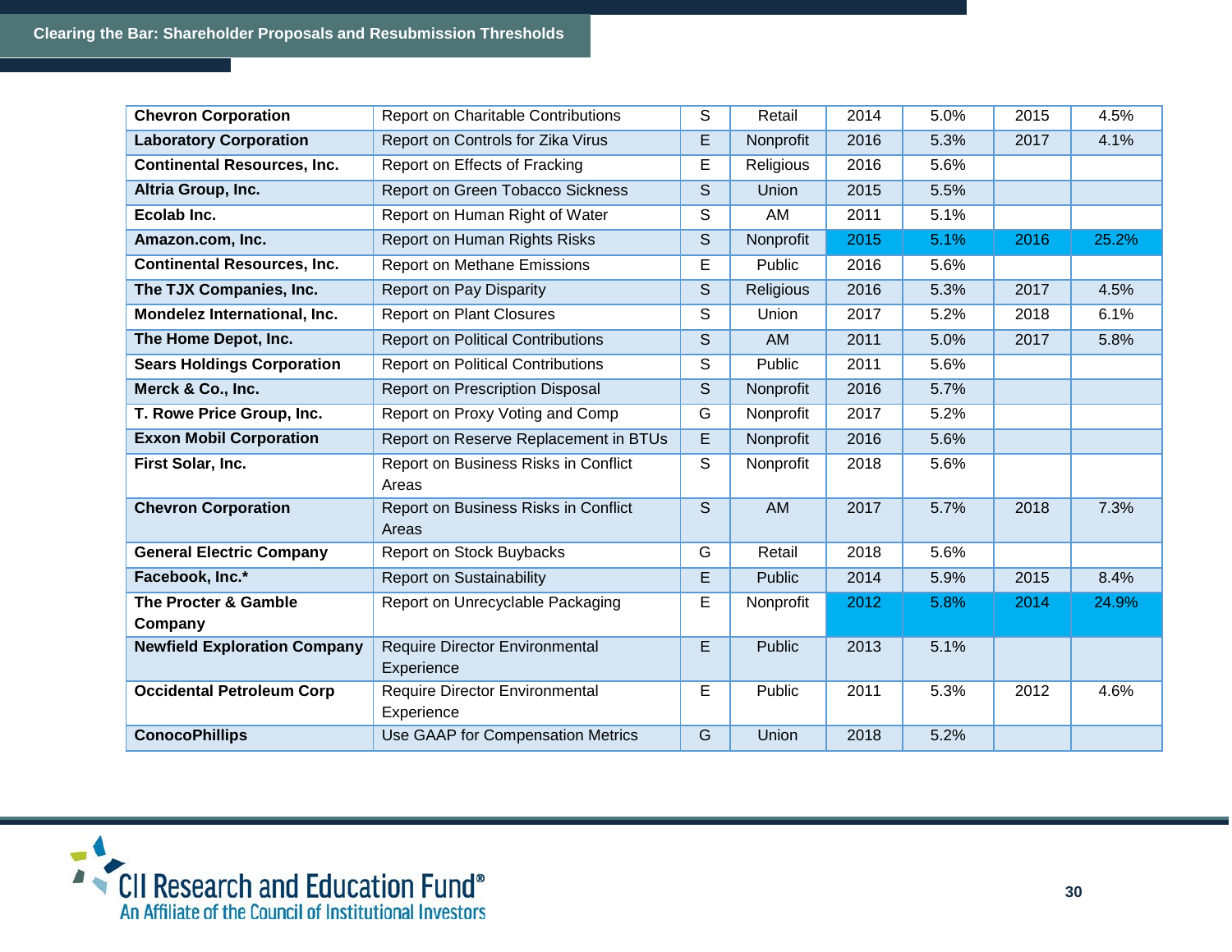| | | | | | | | |
|---|---|---|---|---|---|---|---|
| **Chevron Corporation** | Report on Charitable Contributions | S | Retail | 2014 | 5.0% | 2015 | 4.5% |
| **Laboratory Corporation** | Report on Controls for Zika Virus | E | Nonprofit | 2016 | 5.3% | 2017 | 4.1% |
| **Continental Resources, Inc.** | Report on Effects of Fracking | E | Religious | 2016 | 5.6% | | |
| **Altria Group, Inc.** | Report on Green Tobacco Sickness | S | Union | 2015 | 5.5% | | |
| **Ecolab Inc.** | Report on Human Right of Water | S | AM | 2011 | 5.1% | | |
| **Amazon.com, Inc.** | Report on Human Rights Risks | S | Nonprofit | 2015 | 5.1% | 2016 | 25.2% |
| **Continental Resources, Inc.** | Report on Methane Emissions | E | Public | 2016 | 5.6% | | |
| **The TJX Companies, Inc.** | Report on Pay Disparity | S | Religious | 2016 | 5.3% | 2017 | 4.5% |
| **Mondelez International, Inc.** | Report on Plant Closures | S | Union | 2017 | 5.2% | 2018 | 6.1% |
| **The Home Depot, Inc.** | Report on Political Contributions | S | AM | 2011 | 5.0% | 2017 | 5.8% |
| **Sears Holdings Corporation** | Report on Political Contributions | S | Public | 2011 | 5.6% | | |
| **Merck & Co., Inc.** | Report on Prescription Disposal | S | Nonprofit | 2016 | 5.7% | | |
| **T. Rowe Price Group, Inc.** | Report on Proxy Voting and Comp | G | Nonprofit | 2017 | 5.2% | | |
| **Exxon Mobil Corporation** | Report on Reserve Replacement in BTUs | E | Nonprofit | 2016 | 5.6% | | |
| **First Solar, Inc.** | Report on Business Risks in Conflict Areas | S | Nonprofit | 2018 | 5.6% | | |
| **Chevron Corporation** | Report on Business Risks in Conflict Areas | S | AM | 2017 | 5.7% | 2018 | 7.3% |
| **General Electric Company** | Report on Stock Buybacks | G | Retail | 2018 | 5.6% | | |
| **Facebook, Inc.*** | Report on Sustainability | E | Public | 2014 | 5.9% | 2015 | 8.4% |
| **The Procter & Gamble Company** | Report on Unrecyclable Packaging | E | Nonprofit | 2012 | 5.8% | 2014 | 24.9% |
| **Newfield Exploration Company** | Require Director Environmental Experience | E | Public | 2013 | 5.1% | | |
| **Occidental Petroleum Corp** | Require Director Environmental Experience | E | Public | 2011 | 5.3% | 2012 | 4.6% |
| **ConocoPhillips** | Use GAAP for Compensation Metrics | G | Union | 2018 | 5.2% | | |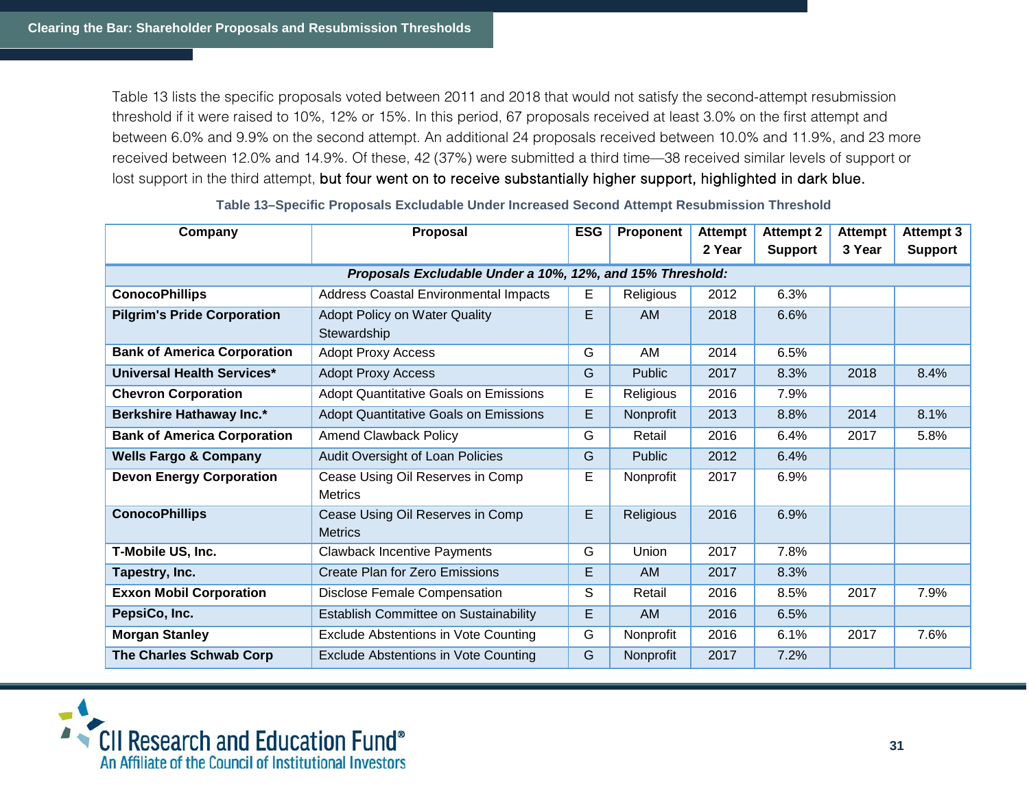Table 13 lists the specific proposals voted between 2011 and 2018 that would not satisfy the second-attempt resubmission threshold if it were raised to 10%, 12% or 15%. In this period, 67 proposals received at least 3.0% on the first attempt and between 6.0% and 9.9% on the second attempt. An additional 24 proposals received between 10.0% and 11.9%, and 23 more received between 12.0% and 14.9%. Of these, 42 (37%) were submitted a third time—38 received similar levels of support or lost support in the third attempt, but four went on to receive substantially higher support, highlighted in dark blue.

**Table 13–Specific Proposals Excludable Under Increased Second Attempt Resubmission Threshold**

| Company | Proposal | ESG | Proponent | Attempt 2 Year | Attempt 2 Support | Attempt 3 Year | Attempt 3 Support |
|---|---|---|---|---|---|---|---|
| ***Proposals Excludable Under a 10%, 12%, and 15% Threshold:*** | | | | | | | |
| **ConocoPhillips** | Address Coastal Environmental Impacts | E | Religious | 2012 | 6.3% | | |
| **Pilgrim's Pride Corporation** | Adopt Policy on Water Quality Stewardship | E | AM | 2018 | 6.6% | | |
| **Bank of America Corporation** | Adopt Proxy Access | G | AM | 2014 | 6.5% | | |
| **Universal Health Services*** | Adopt Proxy Access | G | Public | 2017 | 8.3% | 2018 | 8.4% |
| **Chevron Corporation** | Adopt Quantitative Goals on Emissions | E | Religious | 2016 | 7.9% | | |
| **Berkshire Hathaway Inc.*** | Adopt Quantitative Goals on Emissions | E | Nonprofit | 2013 | 8.8% | 2014 | 8.1% |
| **Bank of America Corporation** | Amend Clawback Policy | G | Retail | 2016 | 6.4% | 2017 | 5.8% |
| **Wells Fargo & Company** | Audit Oversight of Loan Policies | G | Public | 2012 | 6.4% | | |
| **Devon Energy Corporation** | Cease Using Oil Reserves in Comp Metrics | E | Nonprofit | 2017 | 6.9% | | |
| **ConocoPhillips** | Cease Using Oil Reserves in Comp Metrics | E | Religious | 2016 | 6.9% | | |
| **T-Mobile US, Inc.** | Clawback Incentive Payments | G | Union | 2017 | 7.8% | | |
| **Tapestry, Inc.** | Create Plan for Zero Emissions | E | AM | 2017 | 8.3% | | |
| **Exxon Mobil Corporation** | Disclose Female Compensation | S | Retail | 2016 | 8.5% | 2017 | 7.9% |
| **PepsiCo, Inc.** | Establish Committee on Sustainability | E | AM | 2016 | 6.5% | | |
| **Morgan Stanley** | Exclude Abstentions in Vote Counting | G | Nonprofit | 2016 | 6.1% | 2017 | 7.6% |
| **The Charles Schwab Corp** | Exclude Abstentions in Vote Counting | G | Nonprofit | 2017 | 7.2% | | |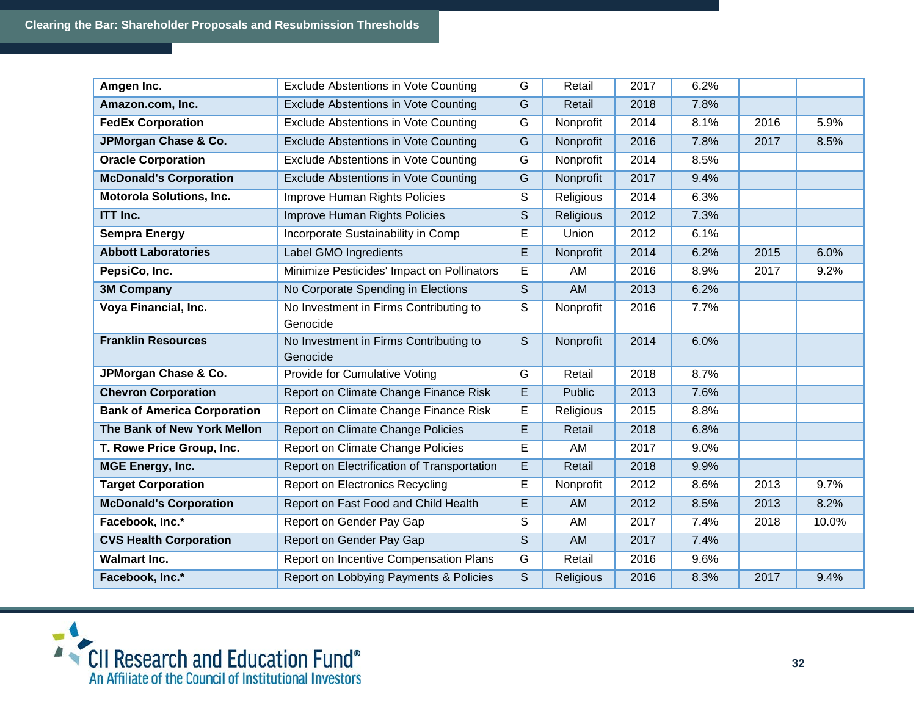| | | | | | | | |
|---|---|---|---|---|---|---|---|
| **Amgen Inc.** | Exclude Abstentions in Vote Counting | G | Retail | 2017 | 6.2% | | |
| **Amazon.com, Inc.** | Exclude Abstentions in Vote Counting | G | Retail | 2018 | 7.8% | | |
| **FedEx Corporation** | Exclude Abstentions in Vote Counting | G | Nonprofit | 2014 | 8.1% | 2016 | 5.9% |
| **JPMorgan Chase & Co.** | Exclude Abstentions in Vote Counting | G | Nonprofit | 2016 | 7.8% | 2017 | 8.5% |
| **Oracle Corporation** | Exclude Abstentions in Vote Counting | G | Nonprofit | 2014 | 8.5% | | |
| **McDonald's Corporation** | Exclude Abstentions in Vote Counting | G | Nonprofit | 2017 | 9.4% | | |
| **Motorola Solutions, Inc.** | Improve Human Rights Policies | S | Religious | 2014 | 6.3% | | |
| **ITT Inc.** | Improve Human Rights Policies | S | Religious | 2012 | 7.3% | | |
| **Sempra Energy** | Incorporate Sustainability in Comp | E | Union | 2012 | 6.1% | | |
| **Abbott Laboratories** | Label GMO Ingredients | E | Nonprofit | 2014 | 6.2% | 2015 | 6.0% |
| **PepsiCo, Inc.** | Minimize Pesticides' Impact on Pollinators | E | AM | 2016 | 8.9% | 2017 | 9.2% |
| **3M Company** | No Corporate Spending in Elections | S | AM | 2013 | 6.2% | | |
| **Voya Financial, Inc.** | No Investment in Firms Contributing to Genocide | S | Nonprofit | 2016 | 7.7% | | |
| **Franklin Resources** | No Investment in Firms Contributing to Genocide | S | Nonprofit | 2014 | 6.0% | | |
| **JPMorgan Chase & Co.** | Provide for Cumulative Voting | G | Retail | 2018 | 8.7% | | |
| **Chevron Corporation** | Report on Climate Change Finance Risk | E | Public | 2013 | 7.6% | | |
| **Bank of America Corporation** | Report on Climate Change Finance Risk | E | Religious | 2015 | 8.8% | | |
| **The Bank of New York Mellon** | Report on Climate Change Policies | E | Retail | 2018 | 6.8% | | |
| **T. Rowe Price Group, Inc.** | Report on Climate Change Policies | E | AM | 2017 | 9.0% | | |
| **MGE Energy, Inc.** | Report on Electrification of Transportation | E | Retail | 2018 | 9.9% | | |
| **Target Corporation** | Report on Electronics Recycling | E | Nonprofit | 2012 | 8.6% | 2013 | 9.7% |
| **McDonald's Corporation** | Report on Fast Food and Child Health | E | AM | 2012 | 8.5% | 2013 | 8.2% |
| **Facebook, Inc.*** | Report on Gender Pay Gap | S | AM | 2017 | 7.4% | 2018 | 10.0% |
| **CVS Health Corporation** | Report on Gender Pay Gap | S | AM | 2017 | 7.4% | | |
| **Walmart Inc.** | Report on Incentive Compensation Plans | G | Retail | 2016 | 9.6% | | |
| **Facebook, Inc.*** | Report on Lobbying Payments & Policies | S | Religious | 2016 | 8.3% | 2017 | 9.4% |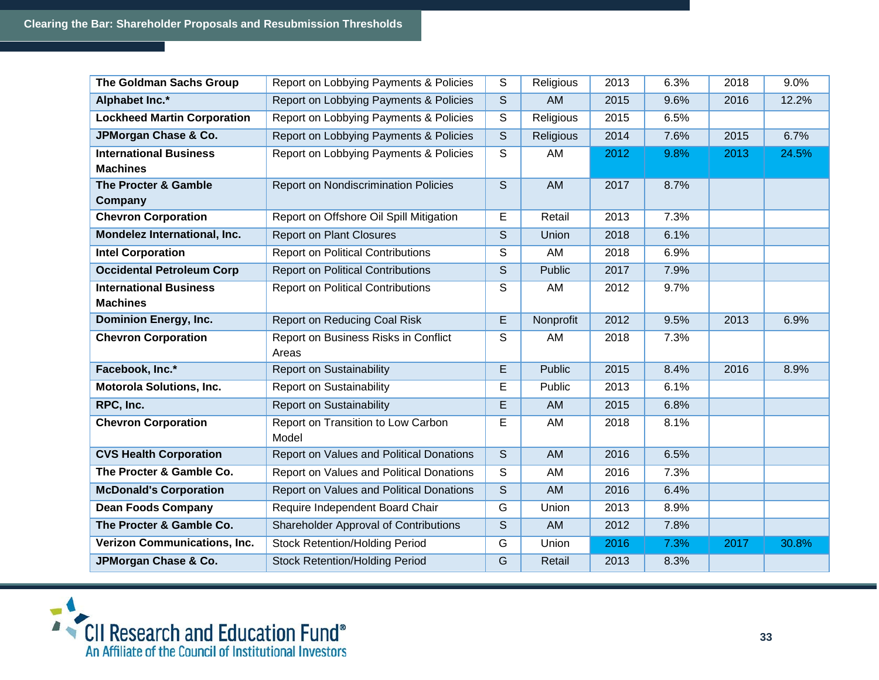| | | | | | | | |
|---|---|---|---|---|---|---|---|
| **The Goldman Sachs Group** | Report on Lobbying Payments & Policies | S | Religious | 2013 | 6.3% | 2018 | 9.0% |
| **Alphabet Inc.*** | Report on Lobbying Payments & Policies | S | AM | 2015 | 9.6% | 2016 | 12.2% |
| **Lockheed Martin Corporation** | Report on Lobbying Payments & Policies | S | Religious | 2015 | 6.5% | | |
| **JPMorgan Chase & Co.** | Report on Lobbying Payments & Policies | S | Religious | 2014 | 7.6% | 2015 | 6.7% |
| **International Business Machines** | Report on Lobbying Payments & Policies | S | AM | 2012 | 9.8% | 2013 | 24.5% |
| **The Procter & Gamble Company** | Report on Nondiscrimination Policies | S | AM | 2017 | 8.7% | | |
| **Chevron Corporation** | Report on Offshore Oil Spill Mitigation | E | Retail | 2013 | 7.3% | | |
| **Mondelez International, Inc.** | Report on Plant Closures | S | Union | 2018 | 6.1% | | |
| **Intel Corporation** | Report on Political Contributions | S | AM | 2018 | 6.9% | | |
| **Occidental Petroleum Corp** | Report on Political Contributions | S | Public | 2017 | 7.9% | | |
| **International Business Machines** | Report on Political Contributions | S | AM | 2012 | 9.7% | | |
| **Dominion Energy, Inc.** | Report on Reducing Coal Risk | E | Nonprofit | 2012 | 9.5% | 2013 | 6.9% |
| **Chevron Corporation** | Report on Business Risks in Conflict Areas | S | AM | 2018 | 7.3% | | |
| **Facebook, Inc.*** | Report on Sustainability | E | Public | 2015 | 8.4% | 2016 | 8.9% |
| **Motorola Solutions, Inc.** | Report on Sustainability | E | Public | 2013 | 6.1% | | |
| **RPC, Inc.** | Report on Sustainability | E | AM | 2015 | 6.8% | | |
| **Chevron Corporation** | Report on Transition to Low Carbon Model | E | AM | 2018 | 8.1% | | |
| **CVS Health Corporation** | Report on Values and Political Donations | S | AM | 2016 | 6.5% | | |
| **The Procter & Gamble Co.** | Report on Values and Political Donations | S | AM | 2016 | 7.3% | | |
| **McDonald's Corporation** | Report on Values and Political Donations | S | AM | 2016 | 6.4% | | |
| **Dean Foods Company** | Require Independent Board Chair | G | Union | 2013 | 8.9% | | |
| **The Procter & Gamble Co.** | Shareholder Approval of Contributions | S | AM | 2012 | 7.8% | | |
| **Verizon Communications, Inc.** | Stock Retention/Holding Period | G | Union | 2016 | 7.3% | 2017 | 30.8% |
| **JPMorgan Chase & Co.** | Stock Retention/Holding Period | G | Retail | 2013 | 8.3% | | |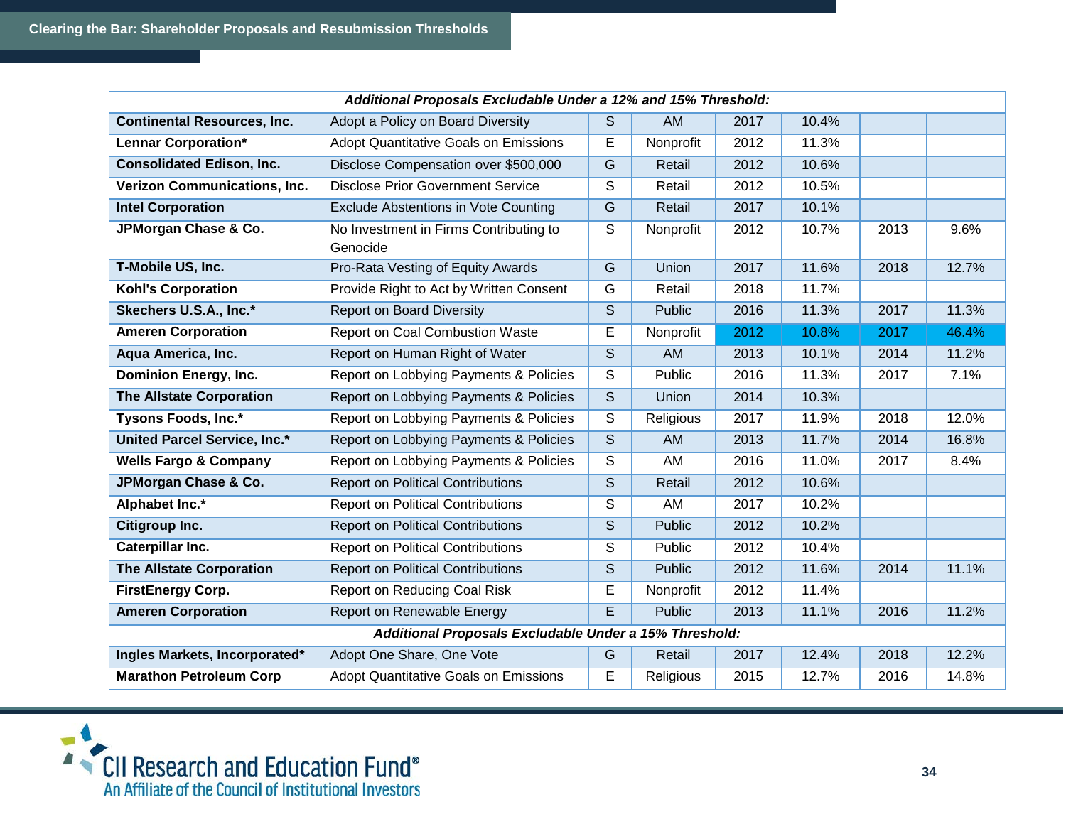| Additional Proposals Excludable Under a 12% and 15% Threshold: | | | | | | | |
|---|---|---|---|---|---|---|---|
| **Continental Resources, Inc.** | Adopt a Policy on Board Diversity | S | AM | 2017 | 10.4% | | |
| **Lennar Corporation*** | Adopt Quantitative Goals on Emissions | E | Nonprofit | 2012 | 11.3% | | |
| **Consolidated Edison, Inc.** | Disclose Compensation over $500,000 | G | Retail | 2012 | 10.6% | | |
| **Verizon Communications, Inc.** | Disclose Prior Government Service | S | Retail | 2012 | 10.5% | | |
| **Intel Corporation** | Exclude Abstentions in Vote Counting | G | Retail | 2017 | 10.1% | | |
| **JPMorgan Chase & Co.** | No Investment in Firms Contributing to Genocide | S | Nonprofit | 2012 | 10.7% | 2013 | 9.6% |
| **T-Mobile US, Inc.** | Pro-Rata Vesting of Equity Awards | G | Union | 2017 | 11.6% | 2018 | 12.7% |
| **Kohl's Corporation** | Provide Right to Act by Written Consent | G | Retail | 2018 | 11.7% | | |
| **Skechers U.S.A., Inc.*** | Report on Board Diversity | S | Public | 2016 | 11.3% | 2017 | 11.3% |
| **Ameren Corporation** | Report on Coal Combustion Waste | E | Nonprofit | 2012 | 10.8% | 2017 | 46.4% |
| **Aqua America, Inc.** | Report on Human Right of Water | S | AM | 2013 | 10.1% | 2014 | 11.2% |
| **Dominion Energy, Inc.** | Report on Lobbying Payments & Policies | S | Public | 2016 | 11.3% | 2017 | 7.1% |
| **The Allstate Corporation** | Report on Lobbying Payments & Policies | S | Union | 2014 | 10.3% | | |
| **Tysons Foods, Inc.*** | Report on Lobbying Payments & Policies | S | Religious | 2017 | 11.9% | 2018 | 12.0% |
| **United Parcel Service, Inc.*** | Report on Lobbying Payments & Policies | S | AM | 2013 | 11.7% | 2014 | 16.8% |
| **Wells Fargo & Company** | Report on Lobbying Payments & Policies | S | AM | 2016 | 11.0% | 2017 | 8.4% |
| **JPMorgan Chase & Co.** | Report on Political Contributions | S | Retail | 2012 | 10.6% | | |
| **Alphabet Inc.*** | Report on Political Contributions | S | AM | 2017 | 10.2% | | |
| **Citigroup Inc.** | Report on Political Contributions | S | Public | 2012 | 10.2% | | |
| **Caterpillar Inc.** | Report on Political Contributions | S | Public | 2012 | 10.4% | | |
| **The Allstate Corporation** | Report on Political Contributions | S | Public | 2012 | 11.6% | 2014 | 11.1% |
| **FirstEnergy Corp.** | Report on Reducing Coal Risk | E | Nonprofit | 2012 | 11.4% | | |
| **Ameren Corporation** | Report on Renewable Energy | E | Public | 2013 | 11.1% | 2016 | 11.2% |
| ***Additional Proposals Excludable Under a 15% Threshold:*** | | | | | | | |
| **Ingles Markets, Incorporated*** | Adopt One Share, One Vote | G | Retail | 2017 | 12.4% | 2018 | 12.2% |
| **Marathon Petroleum Corp** | Adopt Quantitative Goals on Emissions | E | Religious | 2015 | 12.7% | 2016 | 14.8% |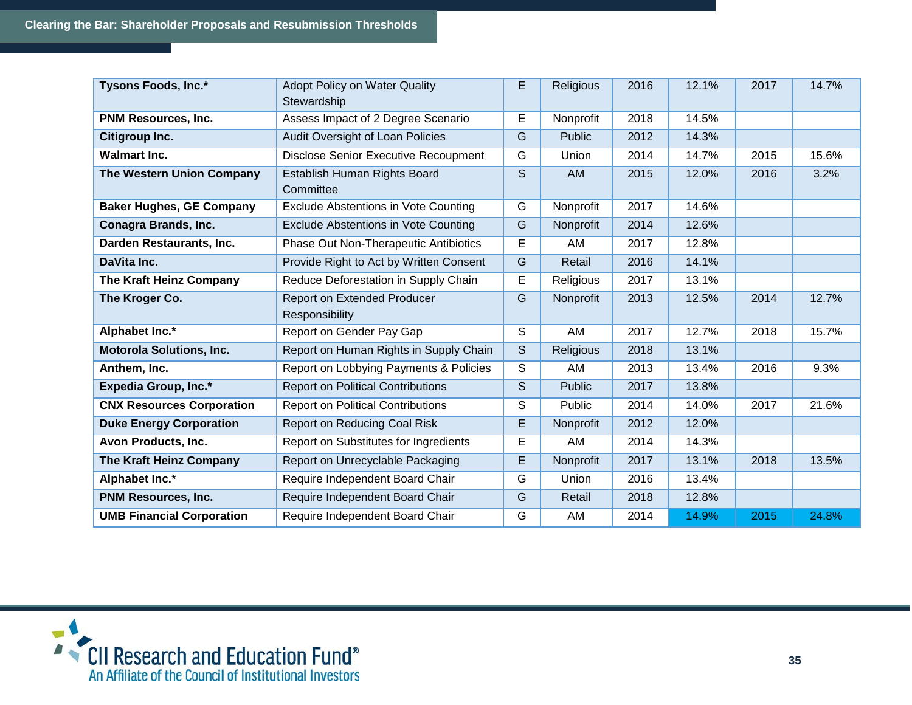| | | | | | | | |
|---|---|---|---|---|---|---|---|
| **Tysons Foods, Inc.*** | Adopt Policy on Water Quality Stewardship | E | Religious | 2016 | 12.1% | 2017 | 14.7% |
| **PNM Resources, Inc.** | Assess Impact of 2 Degree Scenario | E | Nonprofit | 2018 | 14.5% | | |
| **Citigroup Inc.** | Audit Oversight of Loan Policies | G | Public | 2012 | 14.3% | | |
| **Walmart Inc.** | Disclose Senior Executive Recoupment | G | Union | 2014 | 14.7% | 2015 | 15.6% |
| **The Western Union Company** | Establish Human Rights Board Committee | S | AM | 2015 | 12.0% | 2016 | 3.2% |
| **Baker Hughes, GE Company** | Exclude Abstentions in Vote Counting | G | Nonprofit | 2017 | 14.6% | | |
| **Conagra Brands, Inc.** | Exclude Abstentions in Vote Counting | G | Nonprofit | 2014 | 12.6% | | |
| **Darden Restaurants, Inc.** | Phase Out Non-Therapeutic Antibiotics | E | AM | 2017 | 12.8% | | |
| **DaVita Inc.** | Provide Right to Act by Written Consent | G | Retail | 2016 | 14.1% | | |
| **The Kraft Heinz Company** | Reduce Deforestation in Supply Chain | E | Religious | 2017 | 13.1% | | |
| **The Kroger Co.** | Report on Extended Producer Responsibility | G | Nonprofit | 2013 | 12.5% | 2014 | 12.7% |
| **Alphabet Inc.*** | Report on Gender Pay Gap | S | AM | 2017 | 12.7% | 2018 | 15.7% |
| **Motorola Solutions, Inc.** | Report on Human Rights in Supply Chain | S | Religious | 2018 | 13.1% | | |
| **Anthem, Inc.** | Report on Lobbying Payments & Policies | S | AM | 2013 | 13.4% | 2016 | 9.3% |
| **Expedia Group, Inc.*** | Report on Political Contributions | S | Public | 2017 | 13.8% | | |
| **CNX Resources Corporation** | Report on Political Contributions | S | Public | 2014 | 14.0% | 2017 | 21.6% |
| **Duke Energy Corporation** | Report on Reducing Coal Risk | E | Nonprofit | 2012 | 12.0% | | |
| **Avon Products, Inc.** | Report on Substitutes for Ingredients | E | AM | 2014 | 14.3% | | |
| **The Kraft Heinz Company** | Report on Unrecyclable Packaging | E | Nonprofit | 2017 | 13.1% | 2018 | 13.5% |
| **Alphabet Inc.*** | Require Independent Board Chair | G | Union | 2016 | 13.4% | | |
| **PNM Resources, Inc.** | Require Independent Board Chair | G | Retail | 2018 | 12.8% | | |
| **UMB Financial Corporation** | Require Independent Board Chair | G | AM | 2014 | 14.9% | 2015 | 24.8% |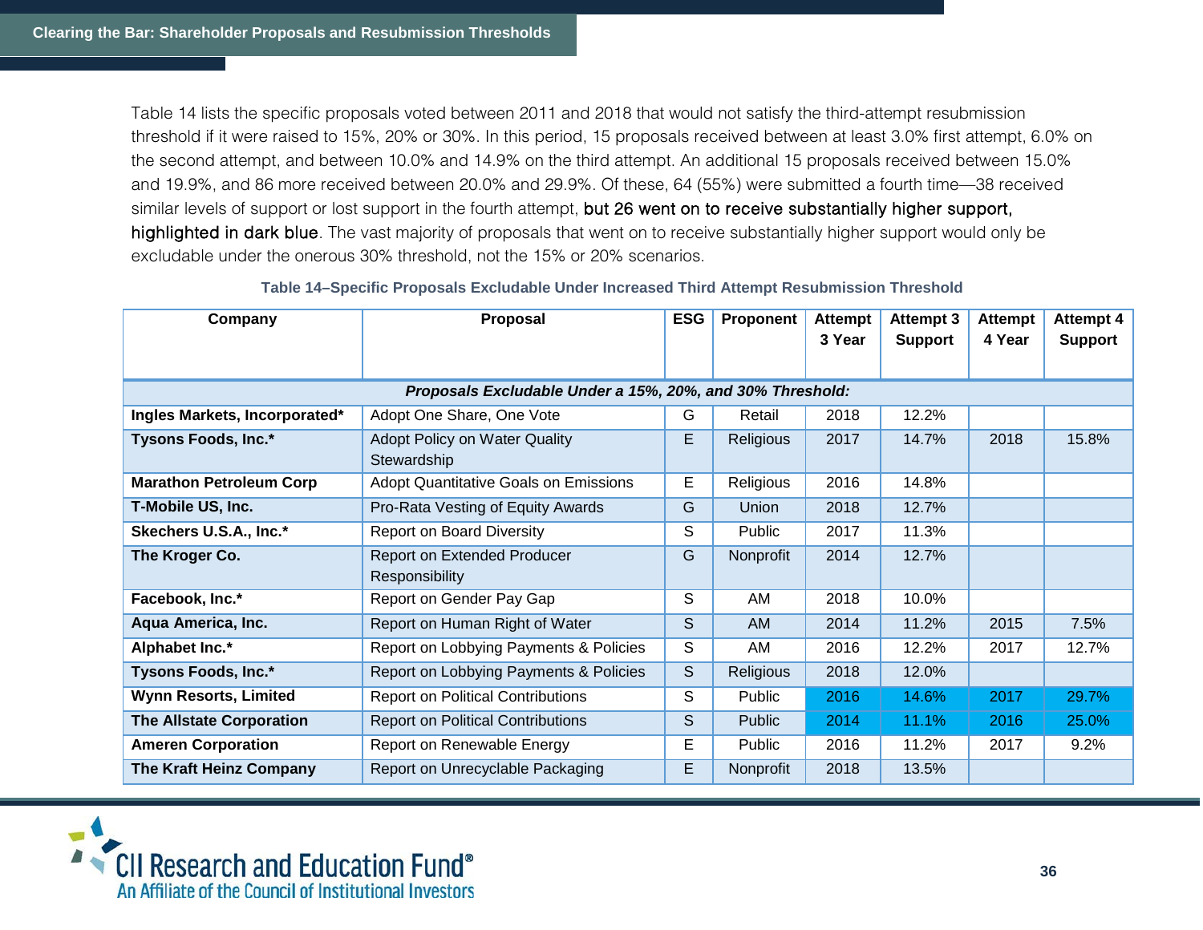Table 14 lists the specific proposals voted between 2011 and 2018 that would not satisfy the third-attempt resubmission threshold if it were raised to 15%, 20% or 30%. In this period, 15 proposals received between at least 3.0% first attempt, 6.0% on the second attempt, and between 10.0% and 14.9% on the third attempt. An additional 15 proposals received between 15.0% and 19.9%, and 86 more received between 20.0% and 29.9%. Of these, 64 (55%) were submitted a fourth time—38 received similar levels of support or lost support in the fourth attempt, but 26 went on to receive substantially higher support, highlighted in dark blue. The vast majority of proposals that went on to receive substantially higher support would only be excludable under the onerous 30% threshold, not the 15% or 20% scenarios.

**Table 14–Specific Proposals Excludable Under Increased Third Attempt Resubmission Threshold**

| Company | Proposal | ESG | Proponent | Attempt 3 Year | Attempt 3 Support | Attempt 4 Year | Attempt 4 Support |
|---|---|---|---|---|---|---|---|
| ***Proposals Excludable Under a 15%, 20%, and 30% Threshold:*** | | | | | | | |
| **Ingles Markets, Incorporated*** | Adopt One Share, One Vote | G | Retail | 2018 | 12.2% | | |
| **Tysons Foods, Inc.*** | Adopt Policy on Water Quality Stewardship | E | Religious | 2017 | 14.7% | 2018 | 15.8% |
| **Marathon Petroleum Corp** | Adopt Quantitative Goals on Emissions | E | Religious | 2016 | 14.8% | | |
| **T-Mobile US, Inc.** | Pro-Rata Vesting of Equity Awards | G | Union | 2018 | 12.7% | | |
| **Skechers U.S.A., Inc.*** | Report on Board Diversity | S | Public | 2017 | 11.3% | | |
| **The Kroger Co.** | Report on Extended Producer Responsibility | G | Nonprofit | 2014 | 12.7% | | |
| **Facebook, Inc.*** | Report on Gender Pay Gap | S | AM | 2018 | 10.0% | | |
| **Aqua America, Inc.** | Report on Human Right of Water | S | AM | 2014 | 11.2% | 2015 | 7.5% |
| **Alphabet Inc.*** | Report on Lobbying Payments & Policies | S | AM | 2016 | 12.2% | 2017 | 12.7% |
| **Tysons Foods, Inc.*** | Report on Lobbying Payments & Policies | S | Religious | 2018 | 12.0% | | |
| **Wynn Resorts, Limited** | Report on Political Contributions | S | Public | 2016 | 14.6% | 2017 | 29.7% |
| **The Allstate Corporation** | Report on Political Contributions | S | Public | 2014 | 11.1% | 2016 | 25.0% |
| **Ameren Corporation** | Report on Renewable Energy | E | Public | 2016 | 11.2% | 2017 | 9.2% |
| **The Kraft Heinz Company** | Report on Unrecyclable Packaging | E | Nonprofit | 2018 | 13.5% | | |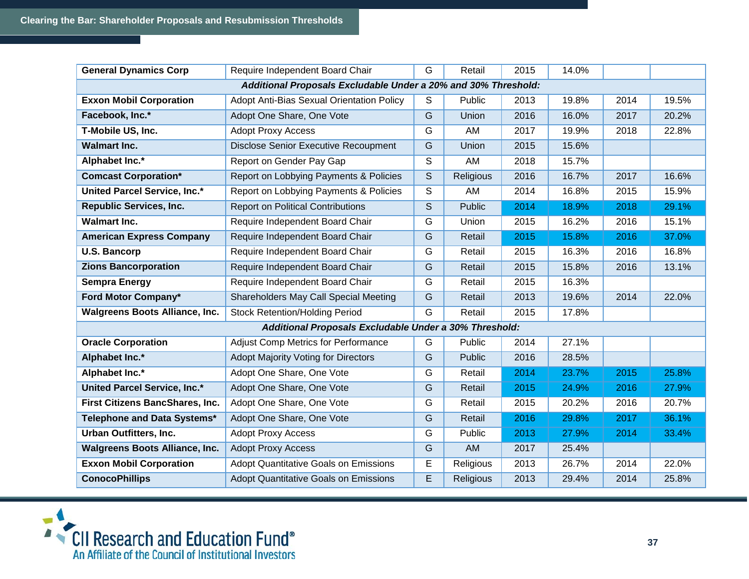## Clearing the Bar: Shareholder Proposals and Resubmission Thresholds

| | | | | | | | |
|---|---|---|---|---|---|---|---|
| **General Dynamics Corp** | Require Independent Board Chair | G | Retail | 2015 | 14.0% | | |
| ***Additional Proposals Excludable Under a 20% and 30% Threshold:*** | | | | | | | |
| **Exxon Mobil Corporation** | Adopt Anti-Bias Sexual Orientation Policy | S | Public | 2013 | 19.8% | 2014 | 19.5% |
| **Facebook, Inc.*** | Adopt One Share, One Vote | G | Union | 2016 | 16.0% | 2017 | 20.2% |
| **T-Mobile US, Inc.** | Adopt Proxy Access | G | AM | 2017 | 19.9% | 2018 | 22.8% |
| **Walmart Inc.** | Disclose Senior Executive Recoupment | G | Union | 2015 | 15.6% | | |
| **Alphabet Inc.*** | Report on Gender Pay Gap | S | AM | 2018 | 15.7% | | |
| **Comcast Corporation*** | Report on Lobbying Payments & Policies | S | Religious | 2016 | 16.7% | 2017 | 16.6% |
| **United Parcel Service, Inc.*** | Report on Lobbying Payments & Policies | S | AM | 2014 | 16.8% | 2015 | 15.9% |
| **Republic Services, Inc.** | Report on Political Contributions | S | Public | 2014 | 18.9% | 2018 | 29.1% |
| **Walmart Inc.** | Require Independent Board Chair | G | Union | 2015 | 16.2% | 2016 | 15.1% |
| **American Express Company** | Require Independent Board Chair | G | Retail | 2015 | 15.8% | 2016 | 37.0% |
| **U.S. Bancorp** | Require Independent Board Chair | G | Retail | 2015 | 16.3% | 2016 | 16.8% |
| **Zions Bancorporation** | Require Independent Board Chair | G | Retail | 2015 | 15.8% | 2016 | 13.1% |
| **Sempra Energy** | Require Independent Board Chair | G | Retail | 2015 | 16.3% | | |
| **Ford Motor Company*** | Shareholders May Call Special Meeting | G | Retail | 2013 | 19.6% | 2014 | 22.0% |
| **Walgreens Boots Alliance, Inc.** | Stock Retention/Holding Period | G | Retail | 2015 | 17.8% | | |
| ***Additional Proposals Excludable Under a 30% Threshold:*** | | | | | | | |
| **Oracle Corporation** | Adjust Comp Metrics for Performance | G | Public | 2014 | 27.1% | | |
| **Alphabet Inc.*** | Adopt Majority Voting for Directors | G | Public | 2016 | 28.5% | | |
| **Alphabet Inc.*** | Adopt One Share, One Vote | G | Retail | 2014 | 23.7% | 2015 | 25.8% |
| **United Parcel Service, Inc.*** | Adopt One Share, One Vote | G | Retail | 2015 | 24.9% | 2016 | 27.9% |
| **First Citizens BancShares, Inc.** | Adopt One Share, One Vote | G | Retail | 2015 | 20.2% | 2016 | 20.7% |
| **Telephone and Data Systems*** | Adopt One Share, One Vote | G | Retail | 2016 | 29.8% | 2017 | 36.1% |
| **Urban Outfitters, Inc.** | Adopt Proxy Access | G | Public | 2013 | 27.9% | 2014 | 33.4% |
| **Walgreens Boots Alliance, Inc.** | Adopt Proxy Access | G | AM | 2017 | 25.4% | | |
| **Exxon Mobil Corporation** | Adopt Quantitative Goals on Emissions | E | Religious | 2013 | 26.7% | 2014 | 22.0% |
| **ConocoPhillips** | Adopt Quantitative Goals on Emissions | E | Religious | 2013 | 29.4% | 2014 | 25.8% |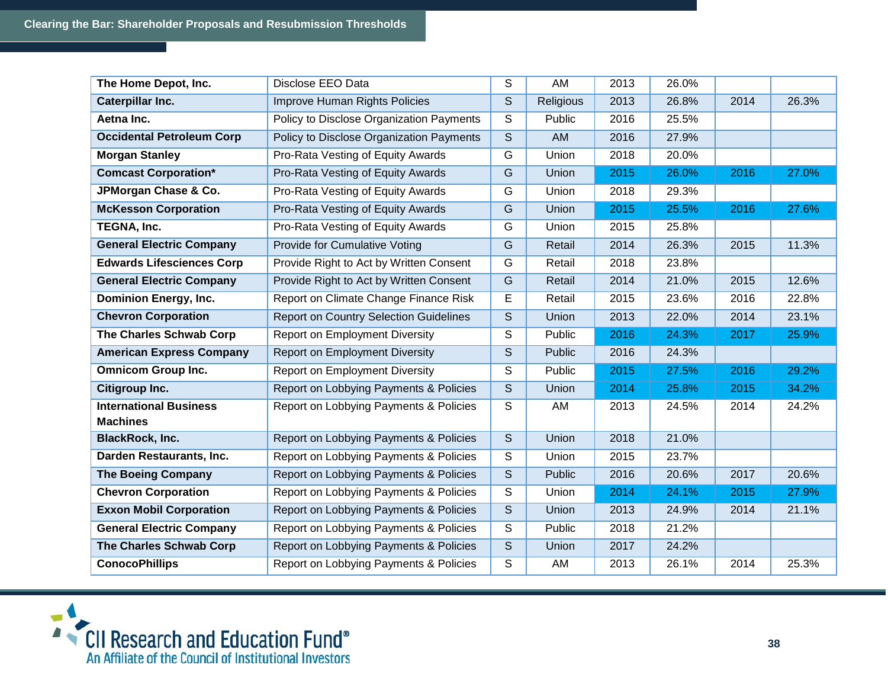| | | | | | | | |
|---|---|---|---|---|---|---|---|
| **The Home Depot, Inc.** | Disclose EEO Data | S | AM | 2013 | 26.0% | | |
| **Caterpillar Inc.** | Improve Human Rights Policies | S | Religious | 2013 | 26.8% | 2014 | 26.3% |
| **Aetna Inc.** | Policy to Disclose Organization Payments | S | Public | 2016 | 25.5% | | |
| **Occidental Petroleum Corp** | Policy to Disclose Organization Payments | S | AM | 2016 | 27.9% | | |
| **Morgan Stanley** | Pro-Rata Vesting of Equity Awards | G | Union | 2018 | 20.0% | | |
| **Comcast Corporation*** | Pro-Rata Vesting of Equity Awards | G | Union | 2015 | 26.0% | 2016 | 27.0% |
| **JPMorgan Chase & Co.** | Pro-Rata Vesting of Equity Awards | G | Union | 2018 | 29.3% | | |
| **McKesson Corporation** | Pro-Rata Vesting of Equity Awards | G | Union | 2015 | 25.5% | 2016 | 27.6% |
| **TEGNA, Inc.** | Pro-Rata Vesting of Equity Awards | G | Union | 2015 | 25.8% | | |
| **General Electric Company** | Provide for Cumulative Voting | G | Retail | 2014 | 26.3% | 2015 | 11.3% |
| **Edwards Lifesciences Corp** | Provide Right to Act by Written Consent | G | Retail | 2018 | 23.8% | | |
| **General Electric Company** | Provide Right to Act by Written Consent | G | Retail | 2014 | 21.0% | 2015 | 12.6% |
| **Dominion Energy, Inc.** | Report on Climate Change Finance Risk | E | Retail | 2015 | 23.6% | 2016 | 22.8% |
| **Chevron Corporation** | Report on Country Selection Guidelines | S | Union | 2013 | 22.0% | 2014 | 23.1% |
| **The Charles Schwab Corp** | Report on Employment Diversity | S | Public | 2016 | 24.3% | 2017 | 25.9% |
| **American Express Company** | Report on Employment Diversity | S | Public | 2016 | 24.3% | | |
| **Omnicom Group Inc.** | Report on Employment Diversity | S | Public | 2015 | 27.5% | 2016 | 29.2% |
| **Citigroup Inc.** | Report on Lobbying Payments & Policies | S | Union | 2014 | 25.8% | 2015 | 34.2% |
| **International Business Machines** | Report on Lobbying Payments & Policies | S | AM | 2013 | 24.5% | 2014 | 24.2% |
| **BlackRock, Inc.** | Report on Lobbying Payments & Policies | S | Union | 2018 | 21.0% | | |
| **Darden Restaurants, Inc.** | Report on Lobbying Payments & Policies | S | Union | 2015 | 23.7% | | |
| **The Boeing Company** | Report on Lobbying Payments & Policies | S | Public | 2016 | 20.6% | 2017 | 20.6% |
| **Chevron Corporation** | Report on Lobbying Payments & Policies | S | Union | 2014 | 24.1% | 2015 | 27.9% |
| **Exxon Mobil Corporation** | Report on Lobbying Payments & Policies | S | Union | 2013 | 24.9% | 2014 | 21.1% |
| **General Electric Company** | Report on Lobbying Payments & Policies | S | Public | 2018 | 21.2% | | |
| **The Charles Schwab Corp** | Report on Lobbying Payments & Policies | S | Union | 2017 | 24.2% | | |
| **ConocoPhillips** | Report on Lobbying Payments & Policies | S | AM | 2013 | 26.1% | 2014 | 25.3% |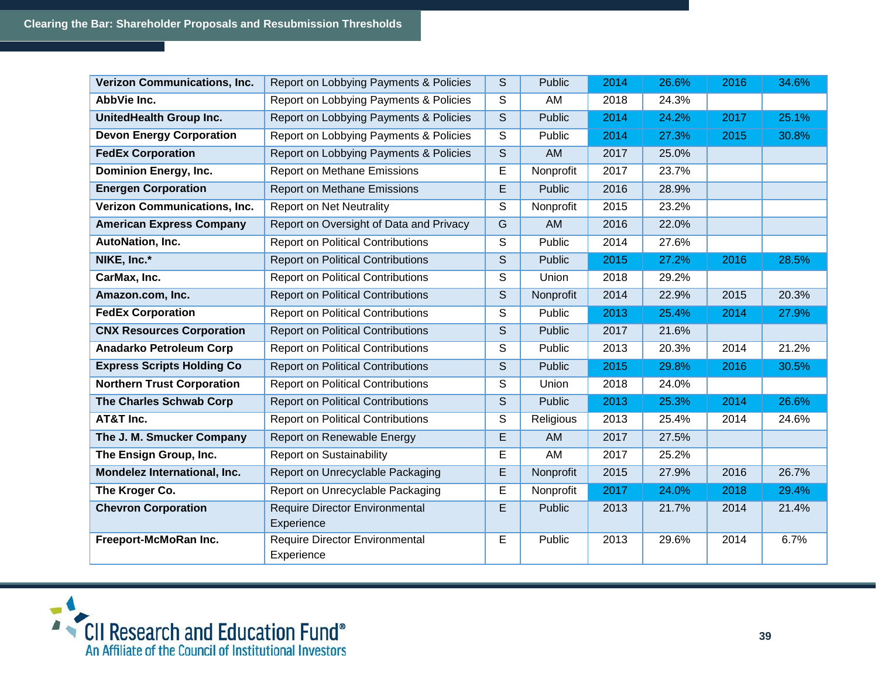| | | | | | | | |
|---|---|---|---|---|---|---|---|
| **Verizon Communications, Inc.** | Report on Lobbying Payments & Policies | S | Public | 2014 | 26.6% | 2016 | 34.6% |
| **AbbVie Inc.** | Report on Lobbying Payments & Policies | S | AM | 2018 | 24.3% | | |
| **UnitedHealth Group Inc.** | Report on Lobbying Payments & Policies | S | Public | 2014 | 24.2% | 2017 | 25.1% |
| **Devon Energy Corporation** | Report on Lobbying Payments & Policies | S | Public | 2014 | 27.3% | 2015 | 30.8% |
| **FedEx Corporation** | Report on Lobbying Payments & Policies | S | AM | 2017 | 25.0% | | |
| **Dominion Energy, Inc.** | Report on Methane Emissions | E | Nonprofit | 2017 | 23.7% | | |
| **Energen Corporation** | Report on Methane Emissions | E | Public | 2016 | 28.9% | | |
| **Verizon Communications, Inc.** | Report on Net Neutrality | S | Nonprofit | 2015 | 23.2% | | |
| **American Express Company** | Report on Oversight of Data and Privacy | G | AM | 2016 | 22.0% | | |
| **AutoNation, Inc.** | Report on Political Contributions | S | Public | 2014 | 27.6% | | |
| **NIKE, Inc.*** | Report on Political Contributions | S | Public | 2015 | 27.2% | 2016 | 28.5% |
| **CarMax, Inc.** | Report on Political Contributions | S | Union | 2018 | 29.2% | | |
| **Amazon.com, Inc.** | Report on Political Contributions | S | Nonprofit | 2014 | 22.9% | 2015 | 20.3% |
| **FedEx Corporation** | Report on Political Contributions | S | Public | 2013 | 25.4% | 2014 | 27.9% |
| **CNX Resources Corporation** | Report on Political Contributions | S | Public | 2017 | 21.6% | | |
| **Anadarko Petroleum Corp** | Report on Political Contributions | S | Public | 2013 | 20.3% | 2014 | 21.2% |
| **Express Scripts Holding Co** | Report on Political Contributions | S | Public | 2015 | 29.8% | 2016 | 30.5% |
| **Northern Trust Corporation** | Report on Political Contributions | S | Union | 2018 | 24.0% | | |
| **The Charles Schwab Corp** | Report on Political Contributions | S | Public | 2013 | 25.3% | 2014 | 26.6% |
| **AT&T Inc.** | Report on Political Contributions | S | Religious | 2013 | 25.4% | 2014 | 24.6% |
| **The J. M. Smucker Company** | Report on Renewable Energy | E | AM | 2017 | 27.5% | | |
| **The Ensign Group, Inc.** | Report on Sustainability | E | AM | 2017 | 25.2% | | |
| **Mondelez International, Inc.** | Report on Unrecyclable Packaging | E | Nonprofit | 2015 | 27.9% | 2016 | 26.7% |
| **The Kroger Co.** | Report on Unrecyclable Packaging | E | Nonprofit | 2017 | 24.0% | 2018 | 29.4% |
| **Chevron Corporation** | Require Director Environmental Experience | E | Public | 2013 | 21.7% | 2014 | 21.4% |
| **Freeport-McMoRan Inc.** | Require Director Environmental Experience | E | Public | 2013 | 29.6% | 2014 | 6.7% |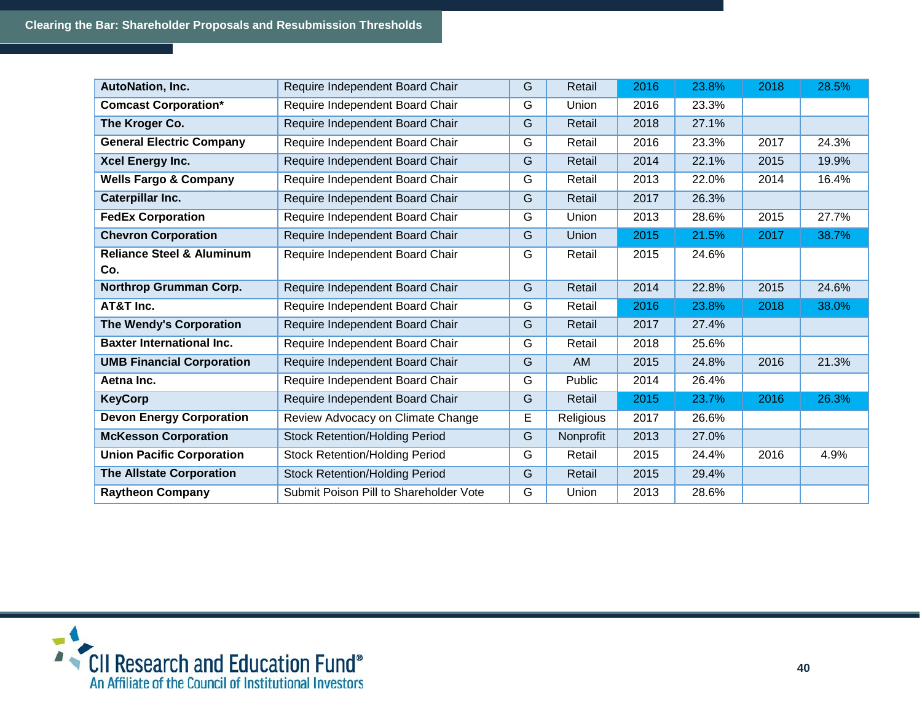| | | | | | | | |
|---|---|---|---|---|---|---|---|
| **AutoNation, Inc.** | Require Independent Board Chair | G | Retail | 2016 | 23.8% | 2018 | 28.5% |
| **Comcast Corporation*** | Require Independent Board Chair | G | Union | 2016 | 23.3% | | |
| **The Kroger Co.** | Require Independent Board Chair | G | Retail | 2018 | 27.1% | | |
| **General Electric Company** | Require Independent Board Chair | G | Retail | 2016 | 23.3% | 2017 | 24.3% |
| **Xcel Energy Inc.** | Require Independent Board Chair | G | Retail | 2014 | 22.1% | 2015 | 19.9% |
| **Wells Fargo & Company** | Require Independent Board Chair | G | Retail | 2013 | 22.0% | 2014 | 16.4% |
| **Caterpillar Inc.** | Require Independent Board Chair | G | Retail | 2017 | 26.3% | | |
| **FedEx Corporation** | Require Independent Board Chair | G | Union | 2013 | 28.6% | 2015 | 27.7% |
| **Chevron Corporation** | Require Independent Board Chair | G | Union | 2015 | 21.5% | 2017 | 38.7% |
| **Reliance Steel & Aluminum Co.** | Require Independent Board Chair | G | Retail | 2015 | 24.6% | | |
| **Northrop Grumman Corp.** | Require Independent Board Chair | G | Retail | 2014 | 22.8% | 2015 | 24.6% |
| **AT&T Inc.** | Require Independent Board Chair | G | Retail | 2016 | 23.8% | 2018 | 38.0% |
| **The Wendy's Corporation** | Require Independent Board Chair | G | Retail | 2017 | 27.4% | | |
| **Baxter International Inc.** | Require Independent Board Chair | G | Retail | 2018 | 25.6% | | |
| **UMB Financial Corporation** | Require Independent Board Chair | G | AM | 2015 | 24.8% | 2016 | 21.3% |
| **Aetna Inc.** | Require Independent Board Chair | G | Public | 2014 | 26.4% | | |
| **KeyCorp** | Require Independent Board Chair | G | Retail | 2015 | 23.7% | 2016 | 26.3% |
| **Devon Energy Corporation** | Review Advocacy on Climate Change | E | Religious | 2017 | 26.6% | | |
| **McKesson Corporation** | Stock Retention/Holding Period | G | Nonprofit | 2013 | 27.0% | | |
| **Union Pacific Corporation** | Stock Retention/Holding Period | G | Retail | 2015 | 24.4% | 2016 | 4.9% |
| **The Allstate Corporation** | Stock Retention/Holding Period | G | Retail | 2015 | 29.4% | | |
| **Raytheon Company** | Submit Poison Pill to Shareholder Vote | G | Union | 2013 | 28.6% | | |